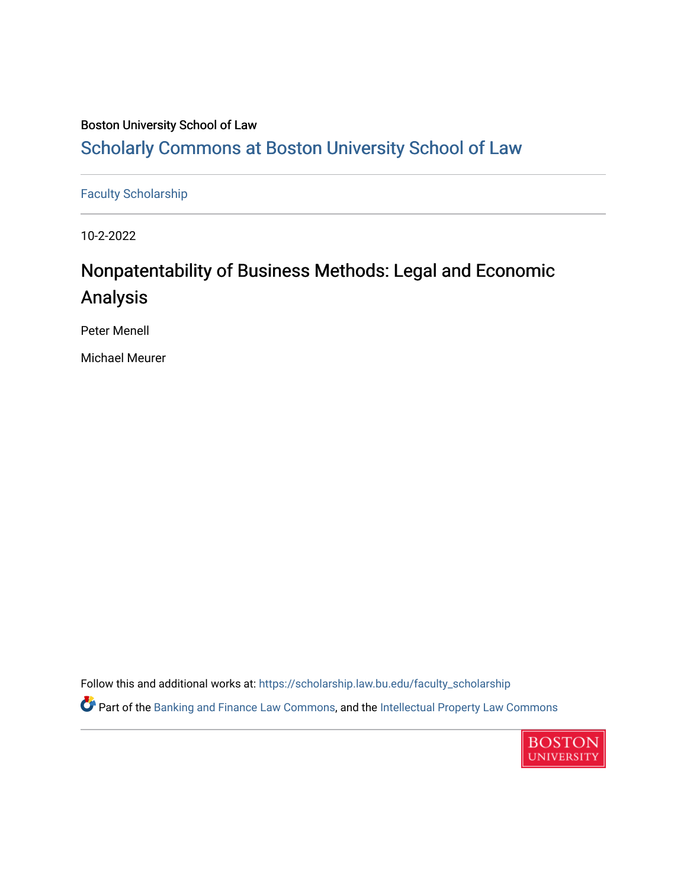Boston University School of Law

Scholarly Commons at Boston University School of Law

Faculty Scholarship

10-2-2022

# Nonpatentability of Business Methods: Legal and Economic Analysis

Peter Menell

Michael Meurer

Follow this and additional works at: https://scholarship.law.bu.edu/faculty_scholarship

Part of the Banking and Finance Law Commons, and the Intellectual Property Law Commons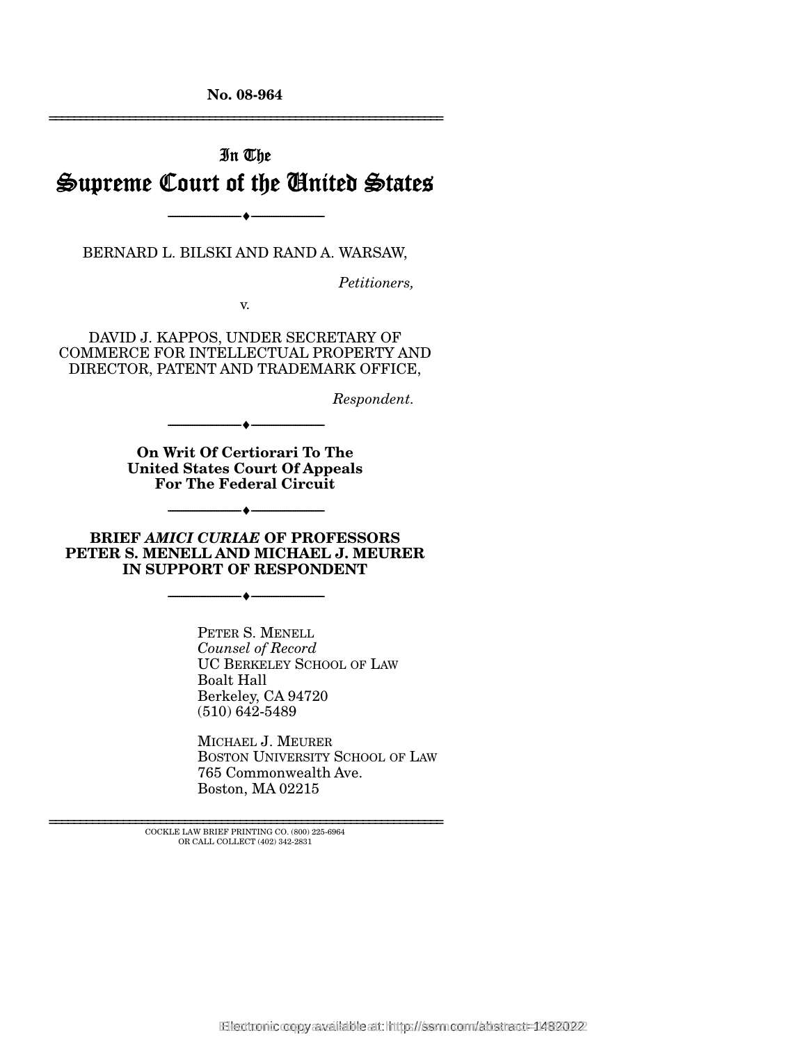No. 08-964

---

In The

# Supreme Court of the United States

---

BERNARD L. BILSKI AND RAND A. WARSAW,

*Petitioners,*

v.

DAVID J. KAPPOS, UNDER SECRETARY OF COMMERCE FOR INTELLECTUAL PROPERTY AND DIRECTOR, PATENT AND TRADEMARK OFFICE,

*Respondent.*

---

**On Writ Of Certiorari To The United States Court Of Appeals For The Federal Circuit**

---

**BRIEF *AMICI CURIAE* OF PROFESSORS PETER S. MENELL AND MICHAEL J. MEURER IN SUPPORT OF RESPONDENT**

---

PETER S. MENELL
*Counsel of Record*
UC BERKELEY SCHOOL OF LAW
Boalt Hall
Berkeley, CA 94720
(510) 642-5489

MICHAEL J. MEURER
BOSTON UNIVERSITY SCHOOL OF LAW
765 Commonwealth Ave.
Boston, MA 02215

---

COCKLE LAW BRIEF PRINTING CO. (800) 225-6964
OR CALL COLLECT (402) 342-2831

Electronic copy available at: http://ssrn.com/abstract=1482022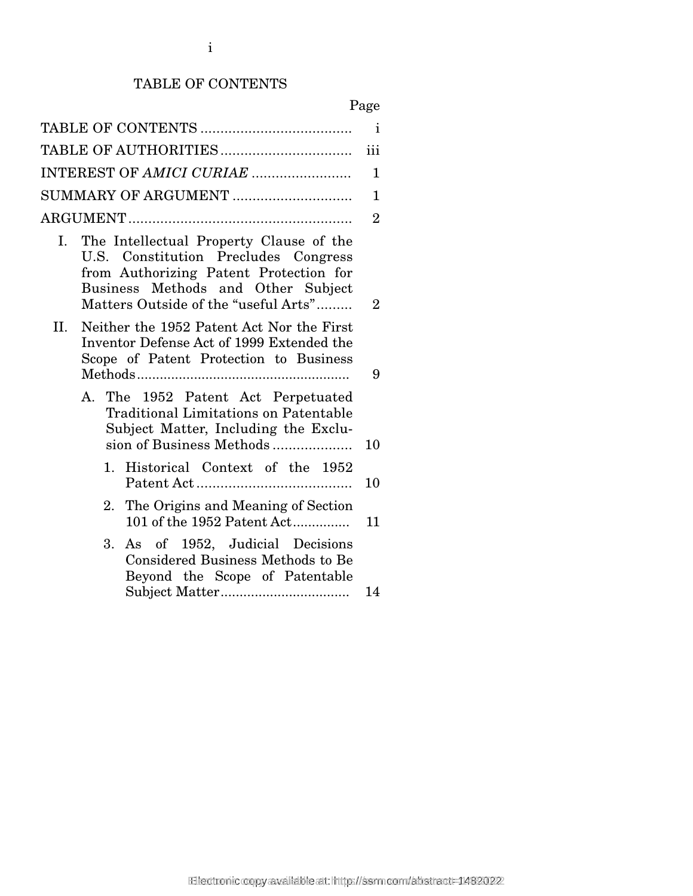# TABLE OF CONTENTS

| | Page |
|---|---|
| TABLE OF CONTENTS | i |
| TABLE OF AUTHORITIES | iii |
| INTEREST OF *AMICI CURIAE* | 1 |
| SUMMARY OF ARGUMENT | 1 |
| ARGUMENT | 2 |
| I. The Intellectual Property Clause of the U.S. Constitution Precludes Congress from Authorizing Patent Protection for Business Methods and Other Subject Matters Outside of the "useful Arts" | 2 |
| II. Neither the 1952 Patent Act Nor the First Inventor Defense Act of 1999 Extended the Scope of Patent Protection to Business Methods | 9 |
| A. The 1952 Patent Act Perpetuated Traditional Limitations on Patentable Subject Matter, Including the Exclusion of Business Methods | 10 |
| 1. Historical Context of the 1952 Patent Act | 10 |
| 2. The Origins and Meaning of Section 101 of the 1952 Patent Act | 11 |
| 3. As of 1952, Judicial Decisions Considered Business Methods to Be Beyond the Scope of Patentable Subject Matter | 14 |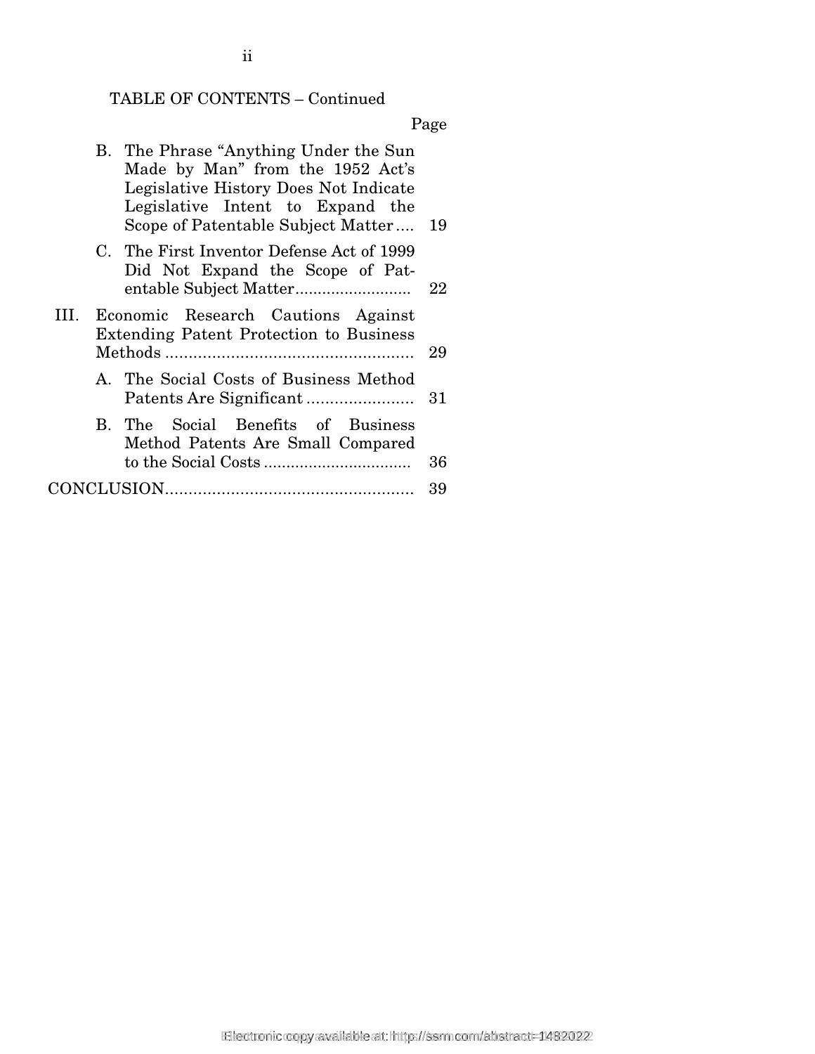TABLE OF CONTENTS – Continued

| | Page |
|---|---|
| B. The Phrase "Anything Under the Sun Made by Man" from the 1952 Act's Legislative History Does Not Indicate Legislative Intent to Expand the Scope of Patentable Subject Matter | 19 |
| C. The First Inventor Defense Act of 1999 Did Not Expand the Scope of Patentable Subject Matter | 22 |
| III. Economic Research Cautions Against Extending Patent Protection to Business Methods | 29 |
| A. The Social Costs of Business Method Patents Are Significant | 31 |
| B. The Social Benefits of Business Method Patents Are Small Compared to the Social Costs | 36 |
| CONCLUSION | 39 |

Electronic copy available at: http://ssrn.com/abstract=1482022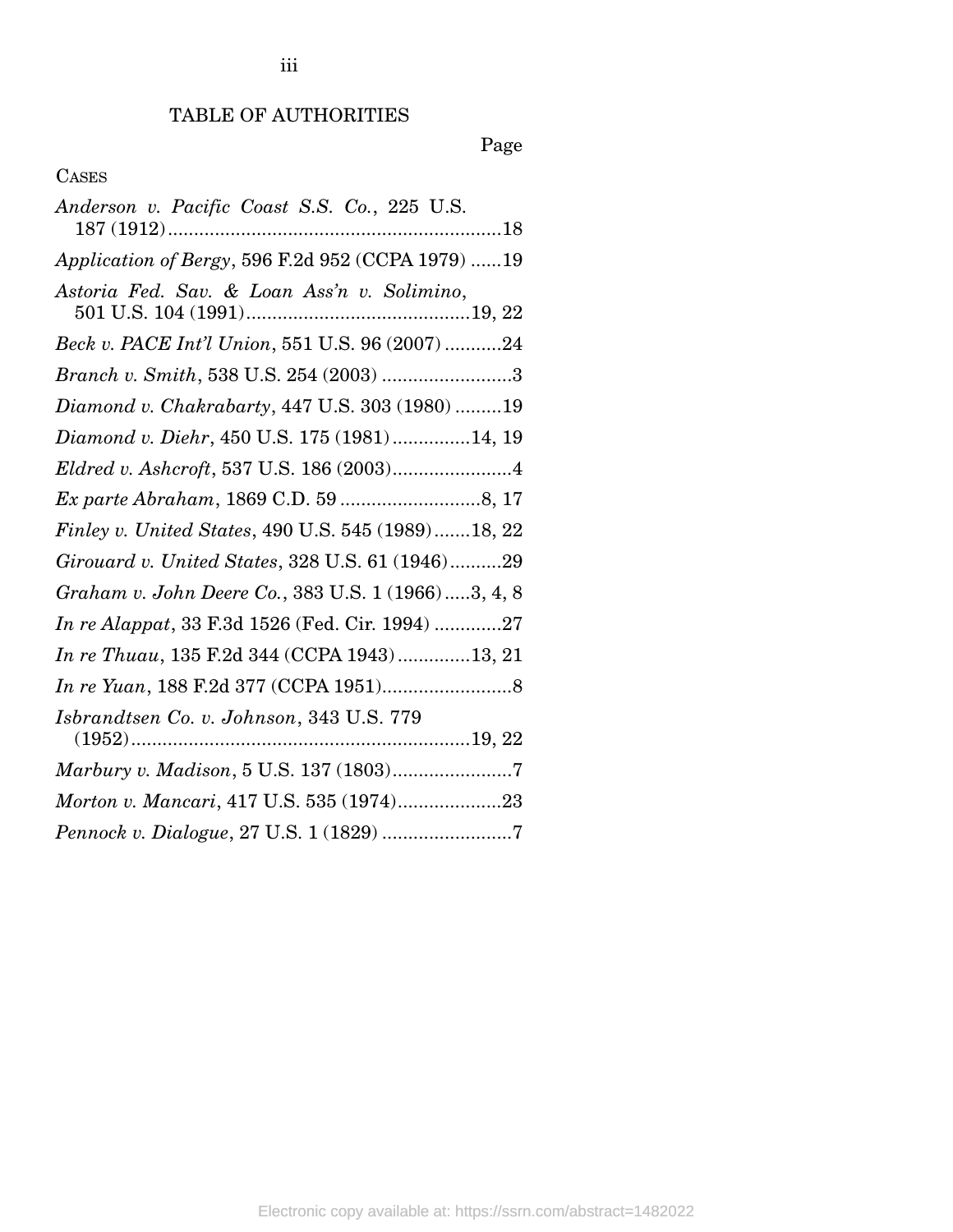# TABLE OF AUTHORITIES

Page

CASES

*Anderson v. Pacific Coast S.S. Co.*, 225 U.S. 187 (1912) .......... 18

*Application of Bergy*, 596 F.2d 952 (CCPA 1979) .......... 19

*Astoria Fed. Sav. & Loan Ass'n v. Solimino*, 501 U.S. 104 (1991) .......... 19, 22

*Beck v. PACE Int'l Union*, 551 U.S. 96 (2007) .......... 24

*Branch v. Smith*, 538 U.S. 254 (2003) .......... 3

*Diamond v. Chakrabarty*, 447 U.S. 303 (1980) .......... 19

*Diamond v. Diehr*, 450 U.S. 175 (1981) .......... 14, 19

*Eldred v. Ashcroft*, 537 U.S. 186 (2003) .......... 4

*Ex parte Abraham*, 1869 C.D. 59 .......... 8, 17

*Finley v. United States*, 490 U.S. 545 (1989) .......... 18, 22

*Girouard v. United States*, 328 U.S. 61 (1946) .......... 29

*Graham v. John Deere Co.*, 383 U.S. 1 (1966) .......... 3, 4, 8

*In re Alappat*, 33 F.3d 1526 (Fed. Cir. 1994) .......... 27

*In re Thuau*, 135 F.2d 344 (CCPA 1943) .......... 13, 21

*In re Yuan*, 188 F.2d 377 (CCPA 1951) .......... 8

*Isbrandtsen Co. v. Johnson*, 343 U.S. 779 (1952) .......... 19, 22

*Marbury v. Madison*, 5 U.S. 137 (1803) .......... 7

*Morton v. Mancari*, 417 U.S. 535 (1974) .......... 23

*Pennock v. Dialogue*, 27 U.S. 1 (1829) .......... 7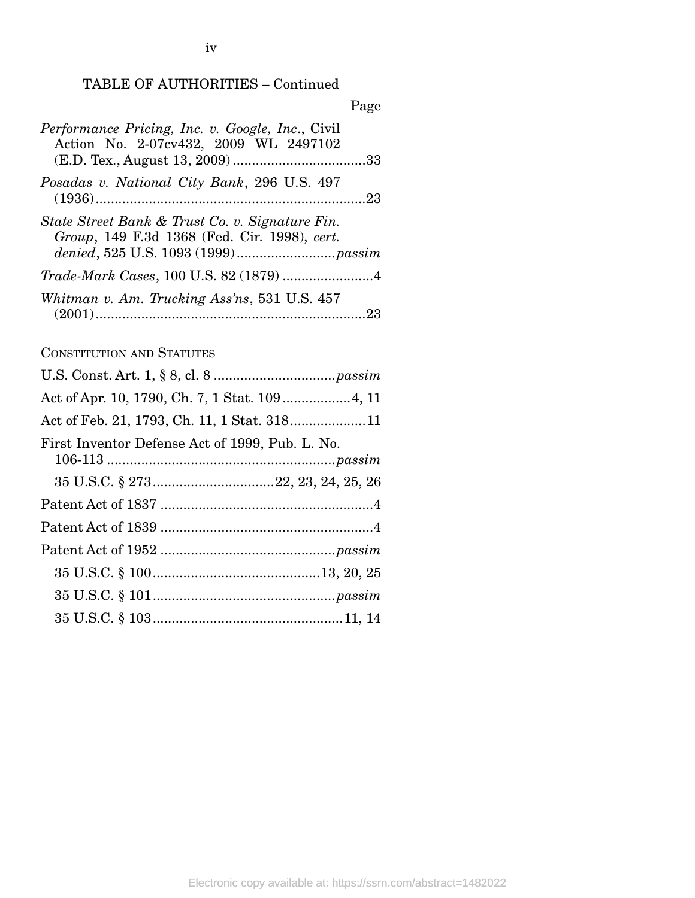TABLE OF AUTHORITIES – Continued

Page

*Performance Pricing, Inc. v. Google, Inc.*, Civil Action No. 2-07cv432, 2009 WL 2497102 (E.D. Tex., August 13, 2009) ....................................33

*Posadas v. National City Bank*, 296 U.S. 497 (1936) .......................................................................23

*State Street Bank & Trust Co. v. Signature Fin. Group*, 149 F.3d 1368 (Fed. Cir. 1998), *cert. denied*, 525 U.S. 1093 (1999) ..........................*passim*

*Trade-Mark Cases*, 100 U.S. 82 (1879) ........................4

*Whitman v. Am. Trucking Ass'ns*, 531 U.S. 457 (2001) .......................................................................23

CONSTITUTION AND STATUTES

U.S. Const. Art. 1, § 8, cl. 8 ................................*passim*

Act of Apr. 10, 1790, Ch. 7, 1 Stat. 109 ..................4, 11

Act of Feb. 21, 1793, Ch. 11, 1 Stat. 318....................11

First Inventor Defense Act of 1999, Pub. L. No. 106-113 ...........................................................*passim*

35 U.S.C. § 273................................22, 23, 24, 25, 26

Patent Act of 1837 ........................................................4

Patent Act of 1839 ........................................................4

Patent Act of 1952 .............................................*passim*

35 U.S.C. § 100...........................................13, 20, 25

35 U.S.C. § 101................................................*passim*

35 U.S.C. § 103..................................................11, 14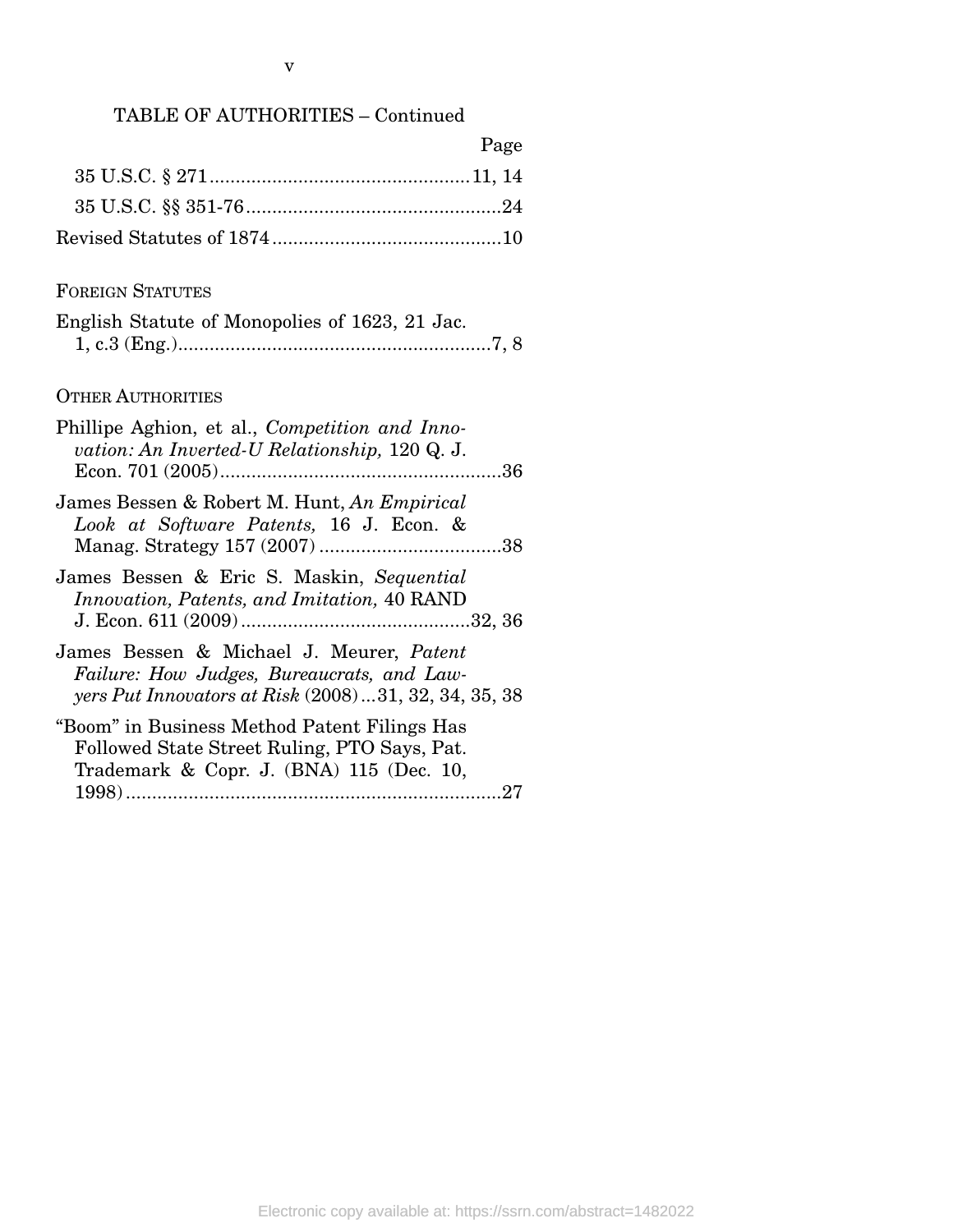TABLE OF AUTHORITIES – Continued

Page

35 U.S.C. § 271 .................................................11, 14

35 U.S.C. §§ 351-76 .................................................24

Revised Statutes of 1874 ............................................10

FOREIGN STATUTES

English Statute of Monopolies of 1623, 21 Jac. 1, c.3 (Eng.)............................................................7, 8

OTHER AUTHORITIES

Phillipe Aghion, et al., *Competition and Innovation: An Inverted-U Relationship,* 120 Q. J. Econ. 701 (2005)......................................................36

James Bessen & Robert M. Hunt, *An Empirical Look at Software Patents,* 16 J. Econ. & Manag. Strategy 157 (2007) ...................................38

James Bessen & Eric S. Maskin, *Sequential Innovation, Patents, and Imitation,* 40 RAND J. Econ. 611 (2009)............................................32, 36

James Bessen & Michael J. Meurer, *Patent Failure: How Judges, Bureaucrats, and Lawyers Put Innovators at Risk* (2008)...31, 32, 34, 35, 38

"Boom" in Business Method Patent Filings Has Followed State Street Ruling, PTO Says, Pat. Trademark & Copr. J. (BNA) 115 (Dec. 10, 1998).........................................................................27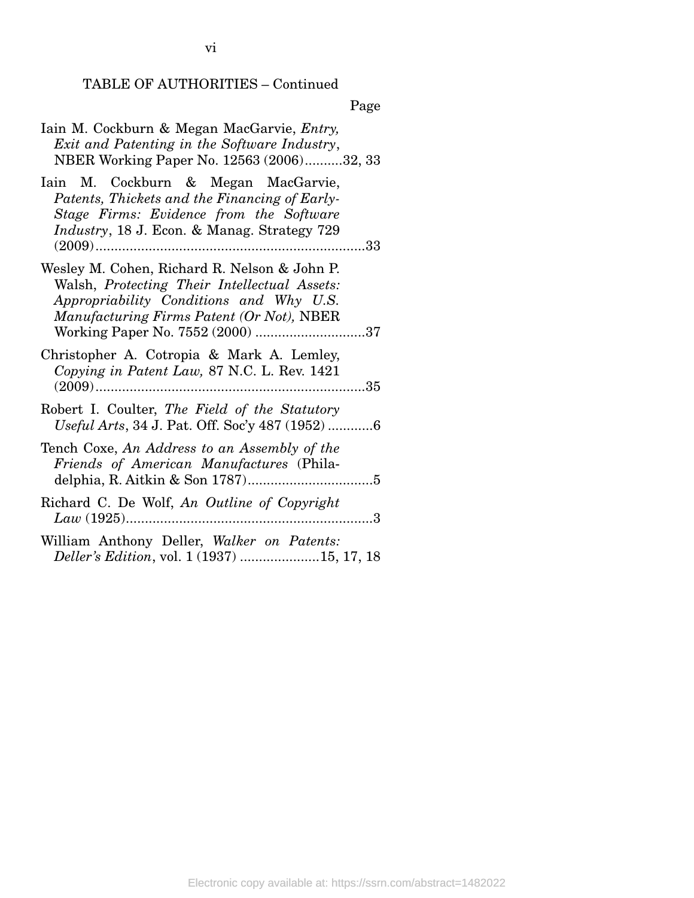TABLE OF AUTHORITIES – Continued

Page

Iain M. Cockburn & Megan MacGarvie, *Entry, Exit and Patenting in the Software Industry*, NBER Working Paper No. 12563 (2006)..........32, 33

Iain M. Cockburn & Megan MacGarvie, *Patents, Thickets and the Financing of Early-Stage Firms: Evidence from the Software Industry*, 18 J. Econ. & Manag. Strategy 729 (2009).......................................................................33

Wesley M. Cohen, Richard R. Nelson & John P. Walsh, *Protecting Their Intellectual Assets: Appropriability Conditions and Why U.S. Manufacturing Firms Patent (Or Not),* NBER Working Paper No. 7552 (2000) .............................37

Christopher A. Cotropia & Mark A. Lemley, *Copying in Patent Law,* 87 N.C. L. Rev. 1421 (2009).......................................................................35

Robert I. Coulter, *The Field of the Statutory Useful Arts*, 34 J. Pat. Off. Soc'y 487 (1952) ............6

Tench Coxe, *An Address to an Assembly of the Friends of American Manufactures* (Philadelphia, R. Aitkin & Son 1787).................................5

Richard C. De Wolf, *An Outline of Copyright Law* (1925).................................................................3

William Anthony Deller, *Walker on Patents: Deller's Edition*, vol. 1 (1937) .....................15, 17, 18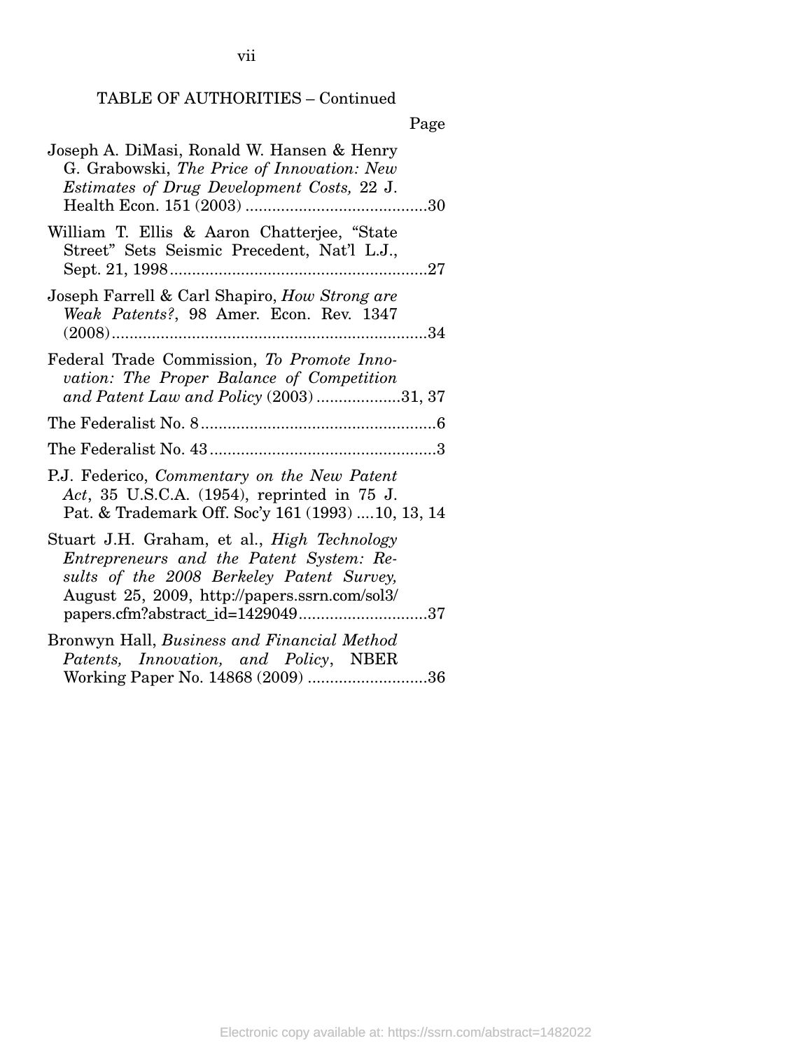TABLE OF AUTHORITIES – Continued

Page

Joseph A. DiMasi, Ronald W. Hansen & Henry G. Grabowski, *The Price of Innovation: New Estimates of Drug Development Costs,* 22 J. Health Econ. 151 (2003) .........................................30

William T. Ellis & Aaron Chatterjee, "State Street" Sets Seismic Precedent, Nat'l L.J., Sept. 21, 1998..........................................................27

Joseph Farrell & Carl Shapiro, *How Strong are Weak Patents?*, 98 Amer. Econ. Rev. 1347 (2008).......................................................................34

Federal Trade Commission, *To Promote Innovation: The Proper Balance of Competition and Patent Law and Policy* (2003) ...................31, 37

The Federalist No. 8.....................................................6

The Federalist No. 43...................................................3

P.J. Federico, *Commentary on the New Patent Act*, 35 U.S.C.A. (1954), reprinted in 75 J. Pat. & Trademark Off. Soc'y 161 (1993) ....10, 13, 14

Stuart J.H. Graham, et al., *High Technology Entrepreneurs and the Patent System: Results of the 2008 Berkeley Patent Survey,* August 25, 2009, http://papers.ssrn.com/sol3/papers.cfm?abstract_id=1429049.............................37

Bronwyn Hall, *Business and Financial Method Patents, Innovation, and Policy*, NBER Working Paper No. 14868 (2009) ...........................36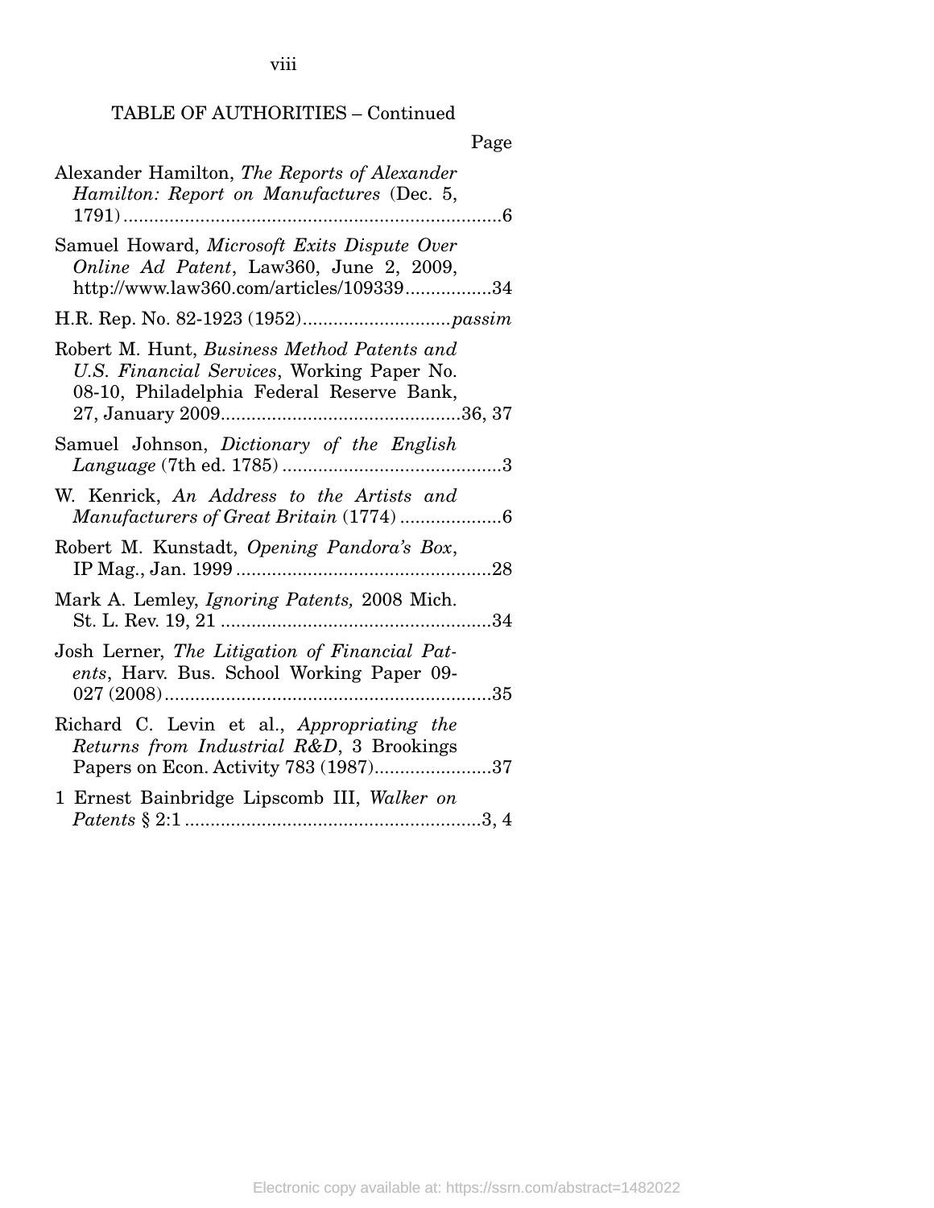TABLE OF AUTHORITIES – Continued

Page

Alexander Hamilton, *The Reports of Alexander Hamilton: Report on Manufactures* (Dec. 5, 1791)..........................................................................6

Samuel Howard, *Microsoft Exits Dispute Over Online Ad Patent*, Law360, June 2, 2009, http://www.law360.com/articles/109339.................34

H.R. Rep. No. 82-1923 (1952).............................*passim*

Robert M. Hunt, *Business Method Patents and U.S. Financial Services*, Working Paper No. 08-10, Philadelphia Federal Reserve Bank, 27, January 2009...............................................36, 37

Samuel Johnson, *Dictionary of the English Language* (7th ed. 1785)...........................................3

W. Kenrick, *An Address to the Artists and Manufacturers of Great Britain* (1774)....................6

Robert M. Kunstadt, *Opening Pandora's Box*, IP Mag., Jan. 1999..................................................28

Mark A. Lemley, *Ignoring Patents,* 2008 Mich. St. L. Rev. 19, 21.....................................................34

Josh Lerner, *The Litigation of Financial Patents*, Harv. Bus. School Working Paper 09-027 (2008)................................................................35

Richard C. Levin et al., *Appropriating the Returns from Industrial R&D*, 3 Brookings Papers on Econ. Activity 783 (1987).......................37

1 Ernest Bainbridge Lipscomb III, *Walker on Patents* § 2:1..........................................................3, 4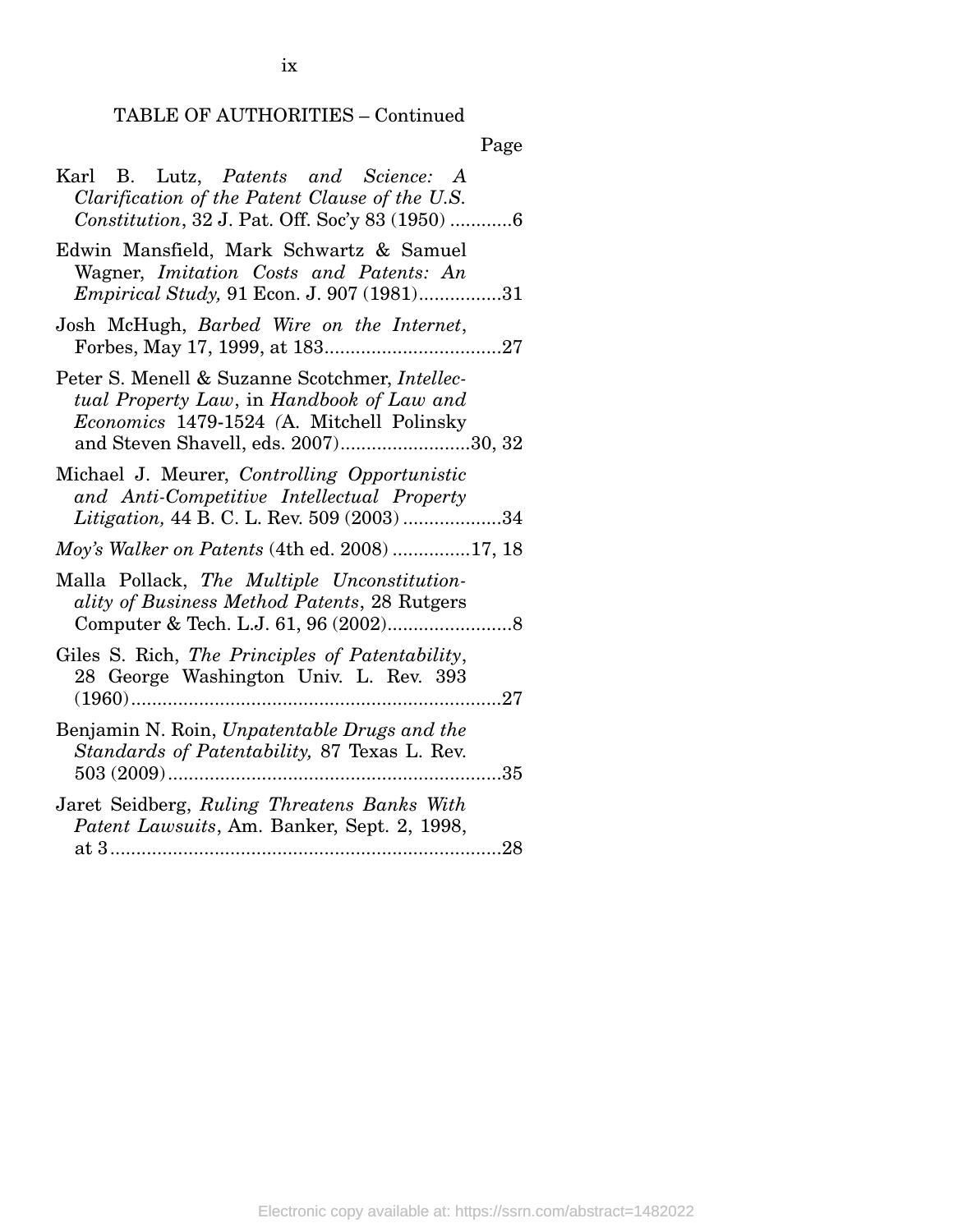TABLE OF AUTHORITIES – Continued

Page

Karl B. Lutz, *Patents and Science: A Clarification of the Patent Clause of the U.S. Constitution*, 32 J. Pat. Off. Soc'y 83 (1950) ............6

Edwin Mansfield, Mark Schwartz & Samuel Wagner, *Imitation Costs and Patents: An Empirical Study,* 91 Econ. J. 907 (1981)................31

Josh McHugh, *Barbed Wire on the Internet*, Forbes, May 17, 1999, at 183..................................27

Peter S. Menell & Suzanne Scotchmer, *Intellectual Property Law*, in *Handbook of Law and Economics* 1479-1524 (A. Mitchell Polinsky and Steven Shavell, eds. 2007).........................30, 32

Michael J. Meurer, *Controlling Opportunistic and Anti-Competitive Intellectual Property Litigation,* 44 B. C. L. Rev. 509 (2003) ...................34

*Moy's Walker on Patents* (4th ed. 2008) ..............17, 18

Malla Pollack, *The Multiple Unconstitutionality of Business Method Patents*, 28 Rutgers Computer & Tech. L.J. 61, 96 (2002)........................8

Giles S. Rich, *The Principles of Patentability*, 28 George Washington Univ. L. Rev. 393 (1960).......................................................................27

Benjamin N. Roin, *Unpatentable Drugs and the Standards of Patentability,* 87 Texas L. Rev. 503 (2009)................................................................35

Jaret Seidberg, *Ruling Threatens Banks With Patent Lawsuits*, Am. Banker, Sept. 2, 1998, at 3..........................................................................28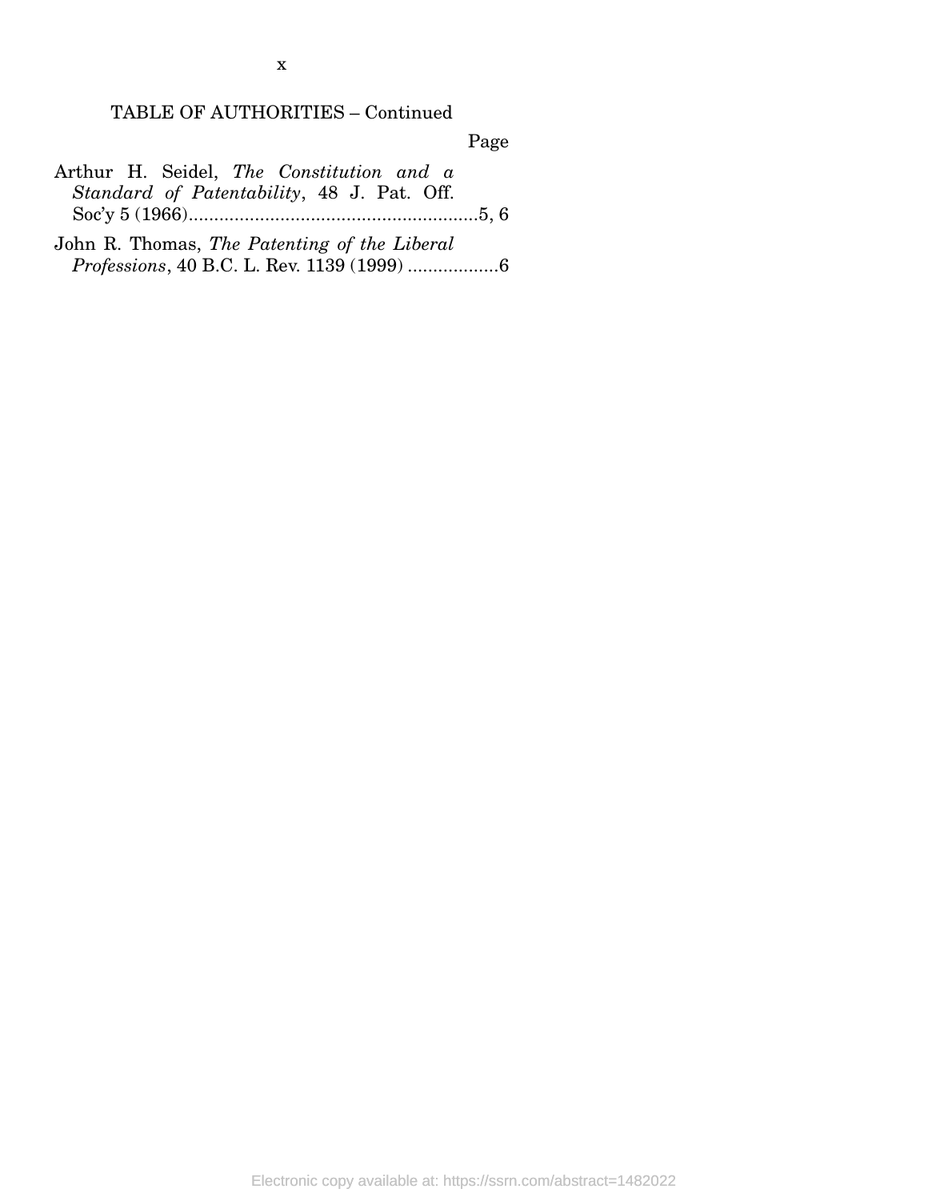TABLE OF AUTHORITIES – Continued

Page

Arthur H. Seidel, *The Constitution and a Standard of Patentability*, 48 J. Pat. Off. Soc'y 5 (1966)..........................................................5, 6

John R. Thomas, *The Patenting of the Liberal Professions*, 40 B.C. L. Rev. 1139 (1999) ..................6

Electronic copy available at: https://ssrn.com/abstract=1482022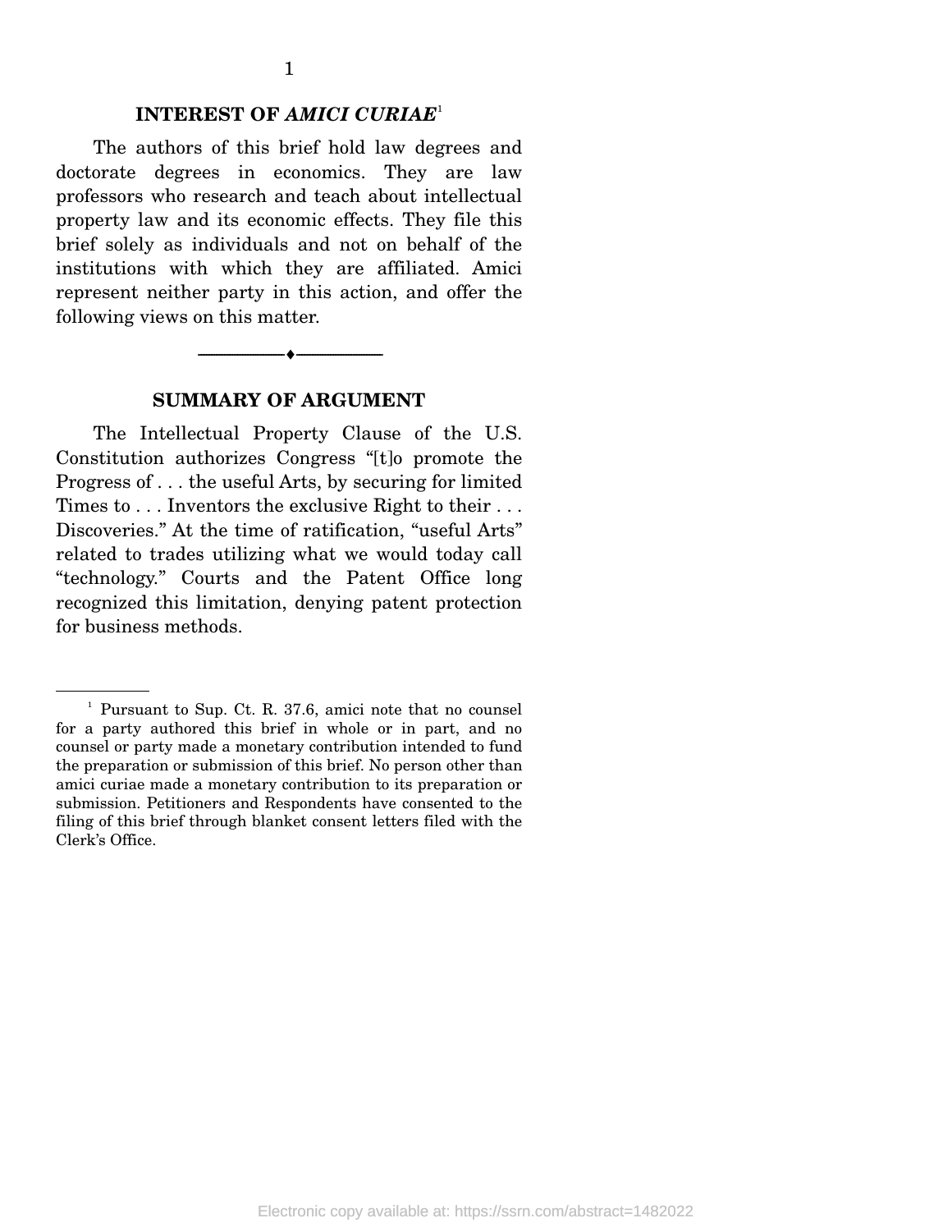## INTEREST OF *AMICI CURIAE*[1]

The authors of this brief hold law degrees and doctorate degrees in economics. They are law professors who research and teach about intellectual property law and its economic effects. They file this brief solely as individuals and not on behalf of the institutions with which they are affiliated. Amici represent neither party in this action, and offer the following views on this matter.

---

## SUMMARY OF ARGUMENT

The Intellectual Property Clause of the U.S. Constitution authorizes Congress "[t]o promote the Progress of . . . the useful Arts, by securing for limited Times to . . . Inventors the exclusive Right to their . . . Discoveries." At the time of ratification, "useful Arts" related to trades utilizing what we would today call "technology." Courts and the Patent Office long recognized this limitation, denying patent protection for business methods.

---

[1] Pursuant to Sup. Ct. R. 37.6, amici note that no counsel for a party authored this brief in whole or in part, and no counsel or party made a monetary contribution intended to fund the preparation or submission of this brief. No person other than amici curiae made a monetary contribution to its preparation or submission. Petitioners and Respondents have consented to the filing of this brief through blanket consent letters filed with the Clerk's Office.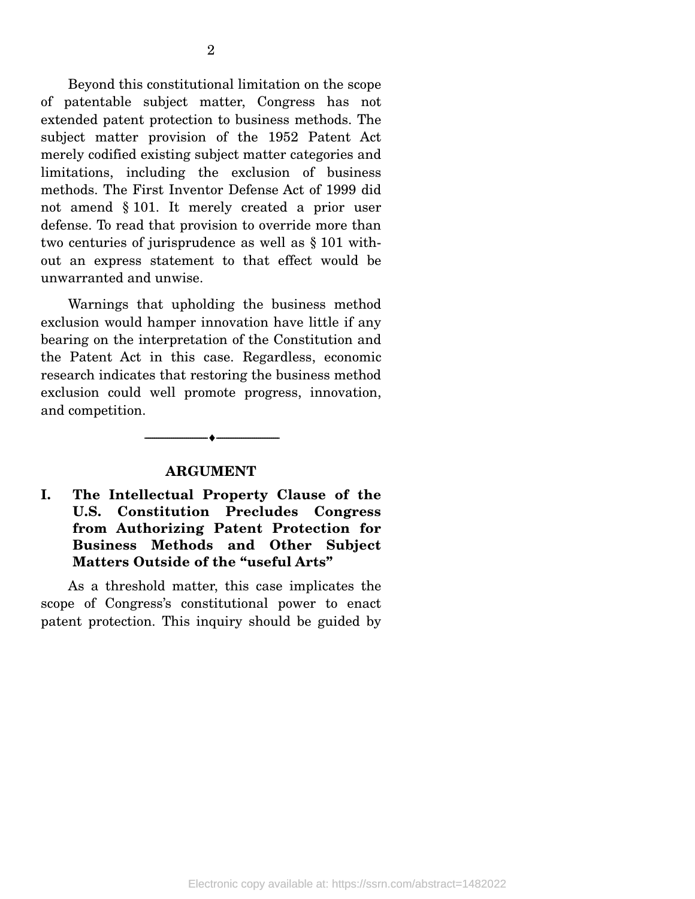Beyond this constitutional limitation on the scope of patentable subject matter, Congress has not extended patent protection to business methods. The subject matter provision of the 1952 Patent Act merely codified existing subject matter categories and limitations, including the exclusion of business methods. The First Inventor Defense Act of 1999 did not amend § 101. It merely created a prior user defense. To read that provision to override more than two centuries of jurisprudence as well as § 101 without an express statement to that effect would be unwarranted and unwise.

Warnings that upholding the business method exclusion would hamper innovation have little if any bearing on the interpretation of the Constitution and the Patent Act in this case. Regardless, economic research indicates that restoring the business method exclusion could well promote progress, innovation, and competition.

## ARGUMENT

### I. The Intellectual Property Clause of the U.S. Constitution Precludes Congress from Authorizing Patent Protection for Business Methods and Other Subject Matters Outside of the "useful Arts"

As a threshold matter, this case implicates the scope of Congress's constitutional power to enact patent protection. This inquiry should be guided by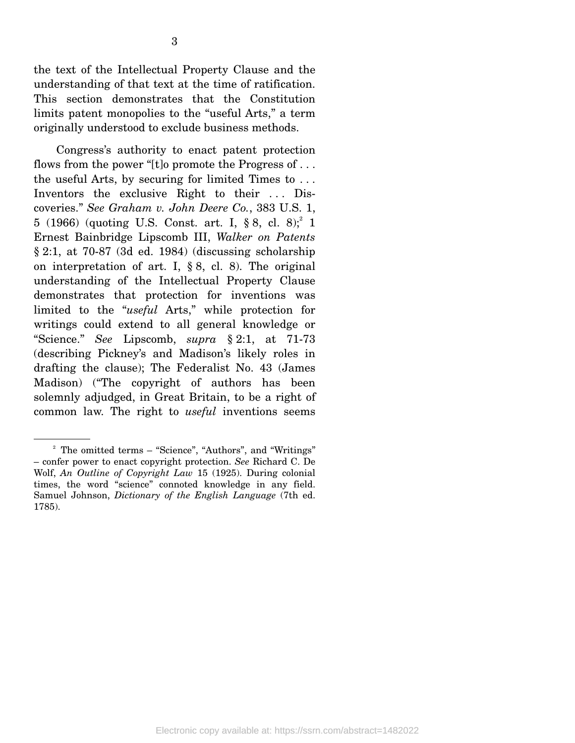the text of the Intellectual Property Clause and the understanding of that text at the time of ratification. This section demonstrates that the Constitution limits patent monopolies to the "useful Arts," a term originally understood to exclude business methods.

Congress's authority to enact patent protection flows from the power "[t]o promote the Progress of . . . the useful Arts, by securing for limited Times to . . . Inventors the exclusive Right to their . . . Discoveries." *See Graham v. John Deere Co.*, 383 U.S. 1, 5 (1966) (quoting U.S. Const. art. I, § 8, cl. 8);[2] 1 Ernest Bainbridge Lipscomb III, *Walker on Patents* § 2:1, at 70-87 (3d ed. 1984) (discussing scholarship on interpretation of art. I, § 8, cl. 8). The original understanding of the Intellectual Property Clause demonstrates that protection for inventions was limited to the "*useful* Arts," while protection for writings could extend to all general knowledge or "Science." *See* Lipscomb, *supra* § 2:1, at 71-73 (describing Pickney's and Madison's likely roles in drafting the clause); The Federalist No. 43 (James Madison) ("The copyright of authors has been solemnly adjudged, in Great Britain, to be a right of common law. The right to *useful* inventions seems

---

[2] The omitted terms – "Science", "Authors", and "Writings" – confer power to enact copyright protection. *See* Richard C. De Wolf, *An Outline of Copyright Law* 15 (1925). During colonial times, the word "science" connoted knowledge in any field. Samuel Johnson, *Dictionary of the English Language* (7th ed. 1785).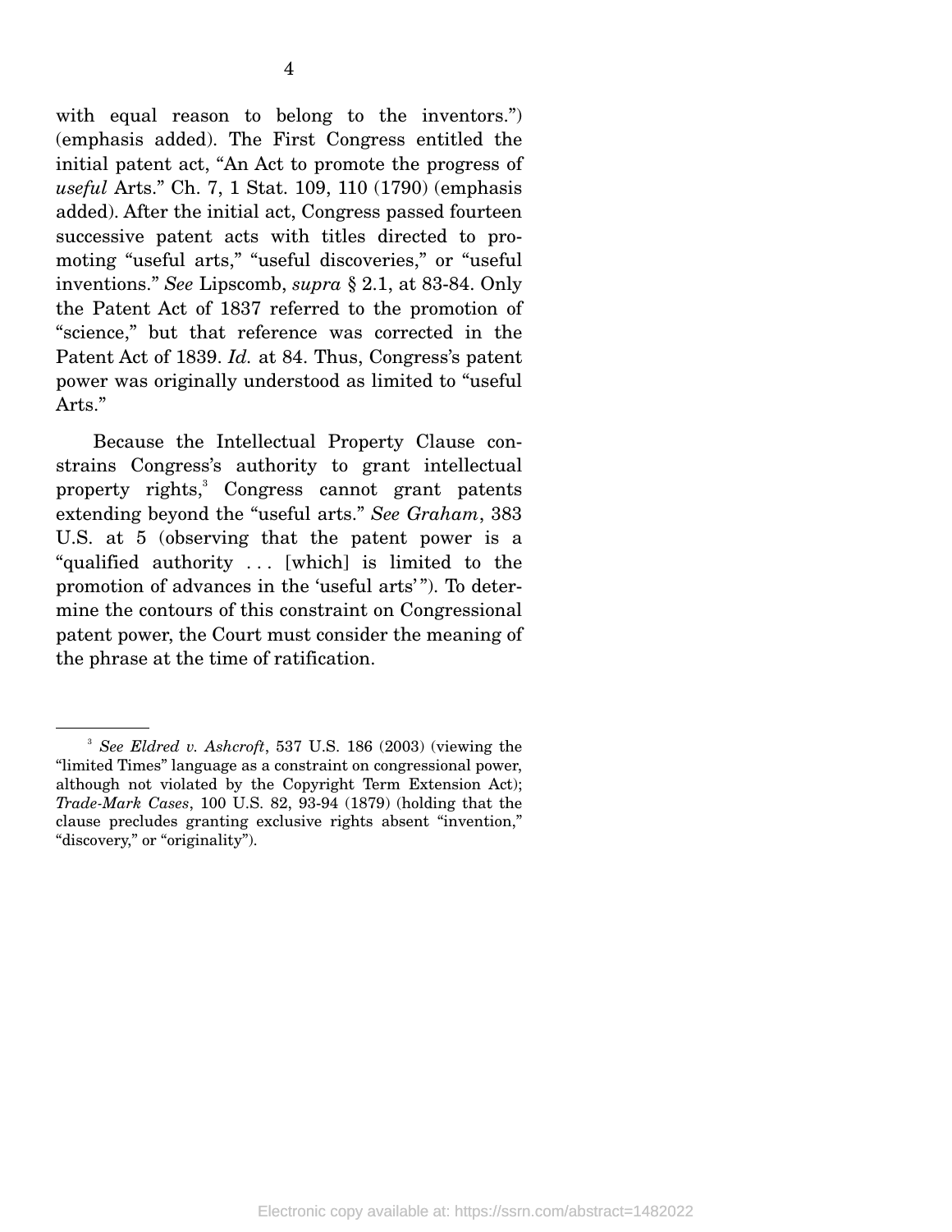with equal reason to belong to the inventors.") (emphasis added). The First Congress entitled the initial patent act, "An Act to promote the progress of *useful* Arts." Ch. 7, 1 Stat. 109, 110 (1790) (emphasis added). After the initial act, Congress passed fourteen successive patent acts with titles directed to promoting "useful arts," "useful discoveries," or "useful inventions." *See* Lipscomb, *supra* § 2.1, at 83-84. Only the Patent Act of 1837 referred to the promotion of "science," but that reference was corrected in the Patent Act of 1839. *Id.* at 84. Thus, Congress's patent power was originally understood as limited to "useful Arts."

Because the Intellectual Property Clause constrains Congress's authority to grant intellectual property rights,[3] Congress cannot grant patents extending beyond the "useful arts." *See Graham*, 383 U.S. at 5 (observing that the patent power is a "qualified authority . . . [which] is limited to the promotion of advances in the 'useful arts'"). To determine the contours of this constraint on Congressional patent power, the Court must consider the meaning of the phrase at the time of ratification.

---

[3] *See Eldred v. Ashcroft*, 537 U.S. 186 (2003) (viewing the "limited Times" language as a constraint on congressional power, although not violated by the Copyright Term Extension Act); *Trade-Mark Cases*, 100 U.S. 82, 93-94 (1879) (holding that the clause precludes granting exclusive rights absent "invention," "discovery," or "originality").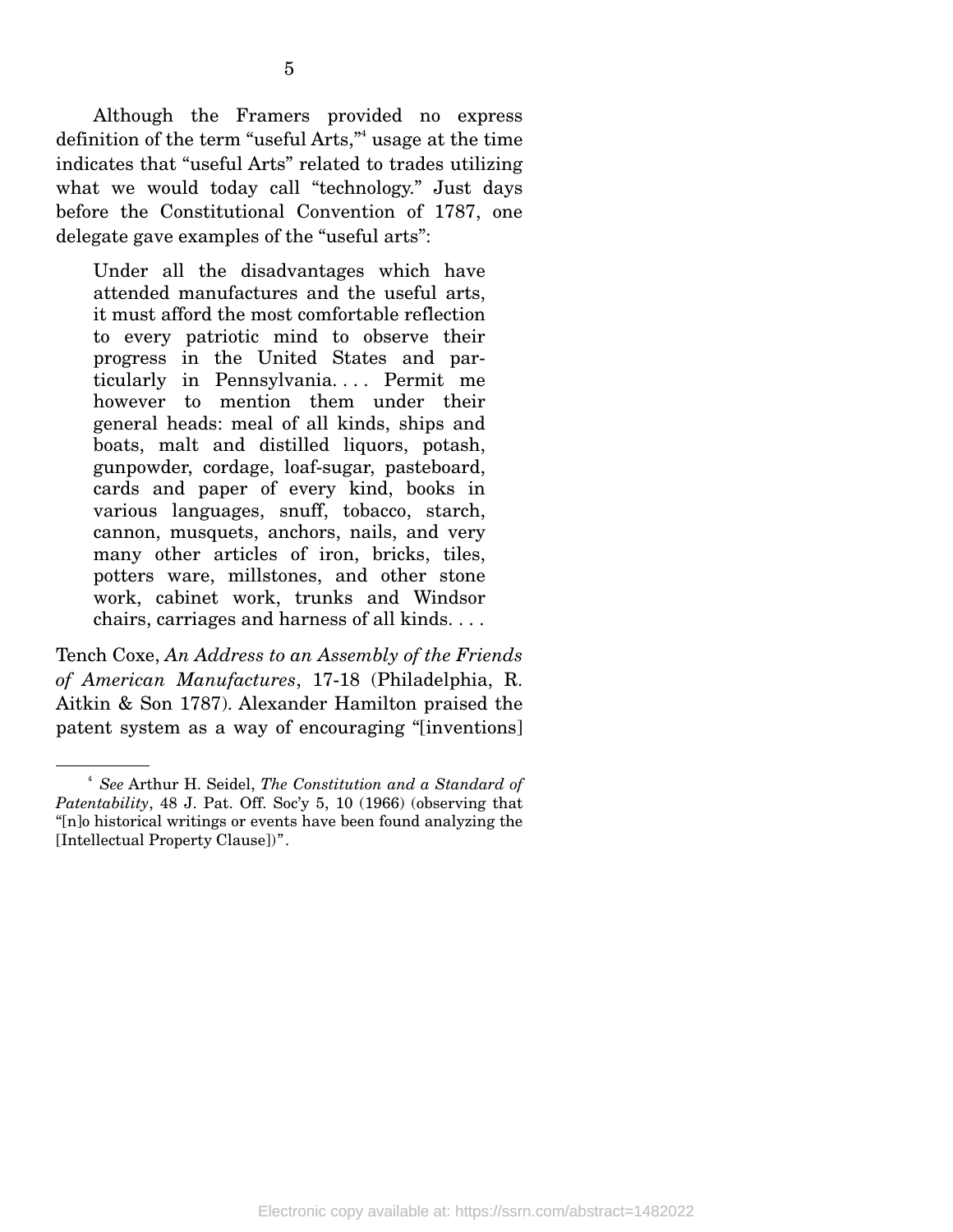Although the Framers provided no express definition of the term "useful Arts,"[4] usage at the time indicates that "useful Arts" related to trades utilizing what we would today call "technology." Just days before the Constitutional Convention of 1787, one delegate gave examples of the "useful arts":

> Under all the disadvantages which have attended manufactures and the useful arts, it must afford the most comfortable reflection to every patriotic mind to observe their progress in the United States and particularly in Pennsylvania. . . . Permit me however to mention them under their general heads: meal of all kinds, ships and boats, malt and distilled liquors, potash, gunpowder, cordage, loaf-sugar, pasteboard, cards and paper of every kind, books in various languages, snuff, tobacco, starch, cannon, musquets, anchors, nails, and very many other articles of iron, bricks, tiles, potters ware, millstones, and other stone work, cabinet work, trunks and Windsor chairs, carriages and harness of all kinds. . . .

Tench Coxe, *An Address to an Assembly of the Friends of American Manufactures*, 17-18 (Philadelphia, R. Aitkin & Son 1787). Alexander Hamilton praised the patent system as a way of encouraging "[inventions]

---

[4] *See* Arthur H. Seidel, *The Constitution and a Standard of Patentability*, 48 J. Pat. Off. Soc'y 5, 10 (1966) (observing that "[n]o historical writings or events have been found analyzing the [Intellectual Property Clause])".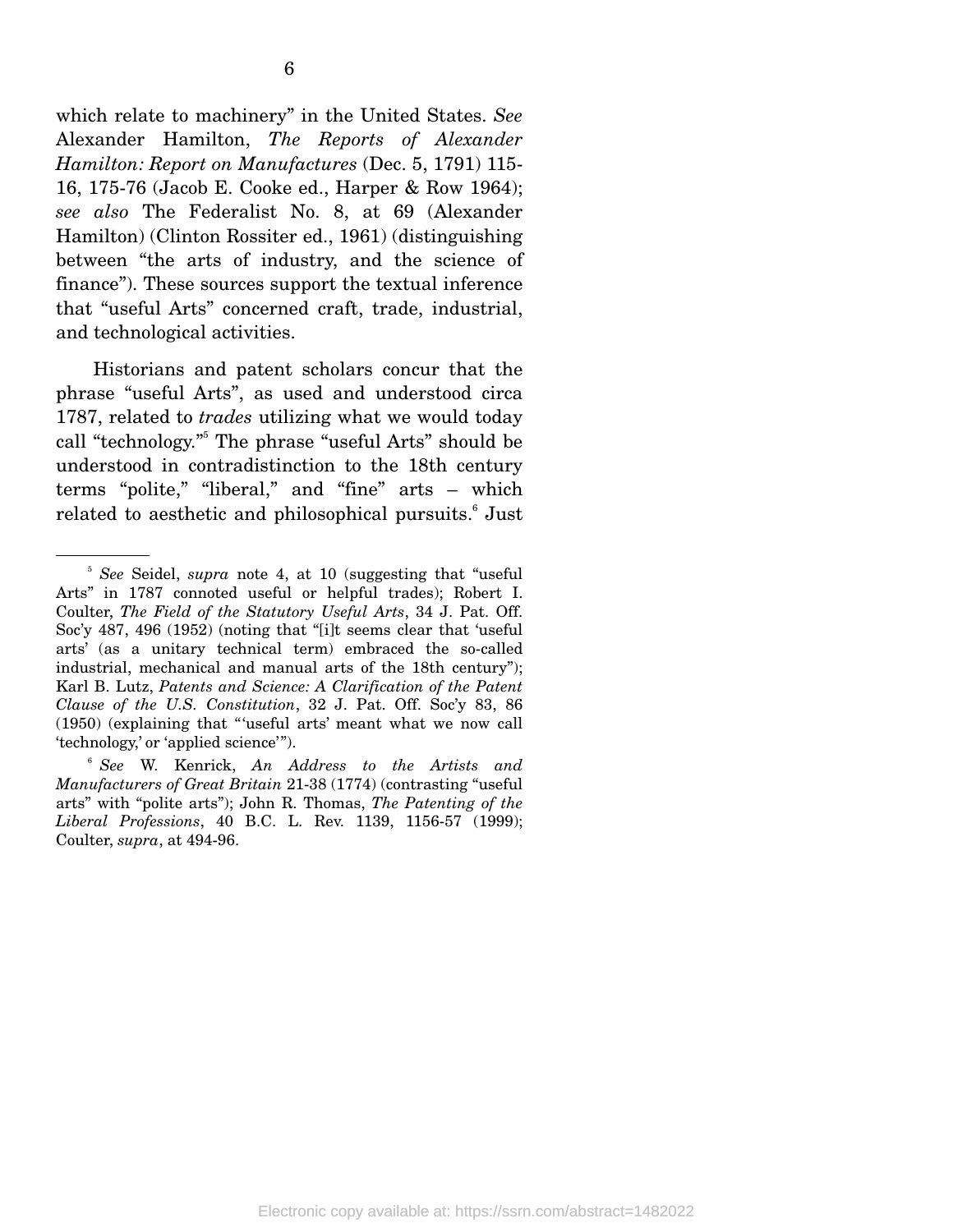which relate to machinery" in the United States. *See* Alexander Hamilton, *The Reports of Alexander Hamilton: Report on Manufactures* (Dec. 5, 1791) 115-16, 175-76 (Jacob E. Cooke ed., Harper & Row 1964); *see also* The Federalist No. 8, at 69 (Alexander Hamilton) (Clinton Rossiter ed., 1961) (distinguishing between "the arts of industry, and the science of finance"). These sources support the textual inference that "useful Arts" concerned craft, trade, industrial, and technological activities.

Historians and patent scholars concur that the phrase "useful Arts", as used and understood circa 1787, related to *trades* utilizing what we would today call "technology."[5] The phrase "useful Arts" should be understood in contradistinction to the 18th century terms "polite," "liberal," and "fine" arts – which related to aesthetic and philosophical pursuits.[6] Just

---

[5] *See* Seidel, *supra* note 4, at 10 (suggesting that "useful Arts" in 1787 connoted useful or helpful trades); Robert I. Coulter, *The Field of the Statutory Useful Arts*, 34 J. Pat. Off. Soc'y 487, 496 (1952) (noting that "[i]t seems clear that 'useful arts' (as a unitary technical term) embraced the so-called industrial, mechanical and manual arts of the 18th century"); Karl B. Lutz, *Patents and Science: A Clarification of the Patent Clause of the U.S. Constitution*, 32 J. Pat. Off. Soc'y 83, 86 (1950) (explaining that "'useful arts' meant what we now call 'technology,' or 'applied science'").

[6] *See* W. Kenrick, *An Address to the Artists and Manufacturers of Great Britain* 21-38 (1774) (contrasting "useful arts" with "polite arts"); John R. Thomas, *The Patenting of the Liberal Professions*, 40 B.C. L. Rev. 1139, 1156-57 (1999); Coulter, *supra*, at 494-96.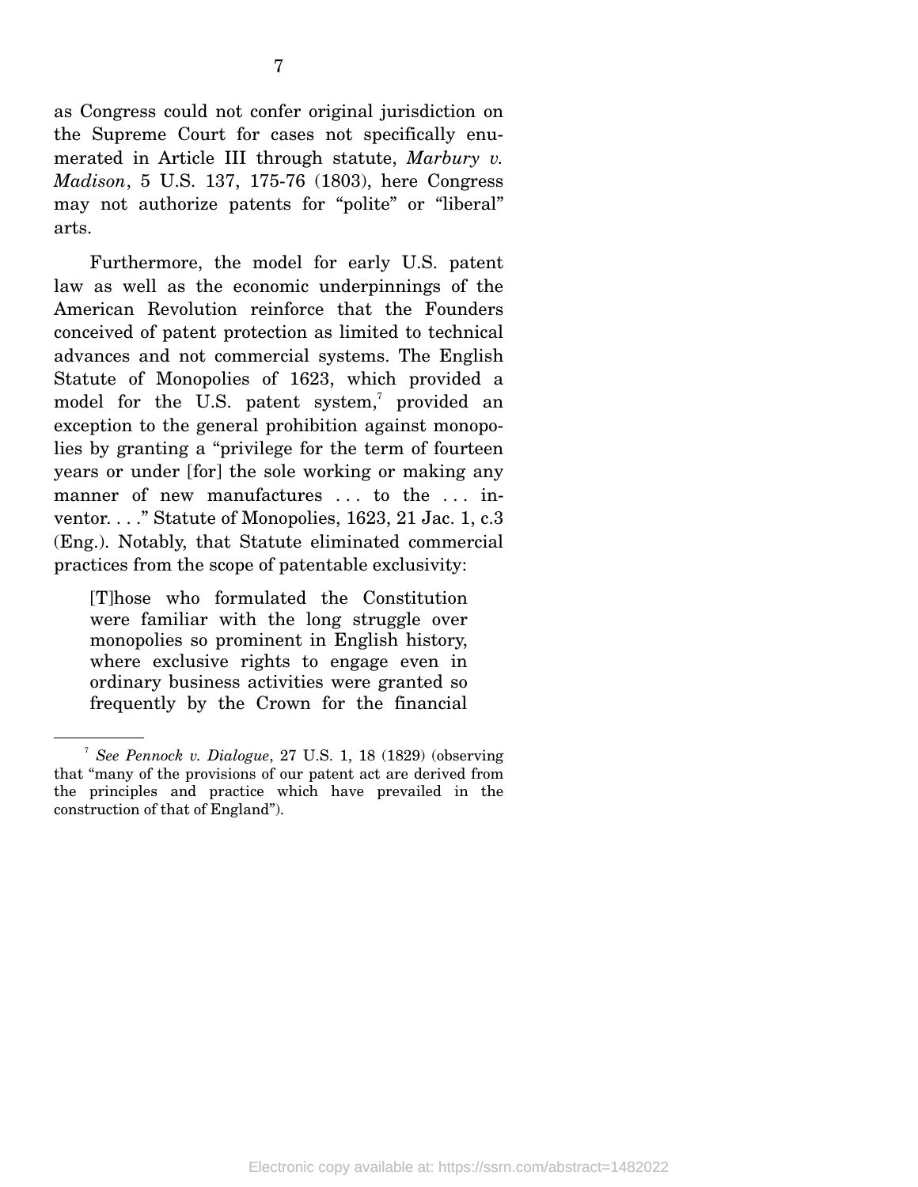as Congress could not confer original jurisdiction on the Supreme Court for cases not specifically enumerated in Article III through statute, *Marbury v. Madison*, 5 U.S. 137, 175-76 (1803), here Congress may not authorize patents for "polite" or "liberal" arts.

Furthermore, the model for early U.S. patent law as well as the economic underpinnings of the American Revolution reinforce that the Founders conceived of patent protection as limited to technical advances and not commercial systems. The English Statute of Monopolies of 1623, which provided a model for the U.S. patent system,[7] provided an exception to the general prohibition against monopolies by granting a "privilege for the term of fourteen years or under [for] the sole working or making any manner of new manufactures . . . to the . . . inventor. . . ." Statute of Monopolies, 1623, 21 Jac. 1, c.3 (Eng.). Notably, that Statute eliminated commercial practices from the scope of patentable exclusivity:

> [T]hose who formulated the Constitution were familiar with the long struggle over monopolies so prominent in English history, where exclusive rights to engage even in ordinary business activities were granted so frequently by the Crown for the financial

---

[7] *See Pennock v. Dialogue*, 27 U.S. 1, 18 (1829) (observing that "many of the provisions of our patent act are derived from the principles and practice which have prevailed in the construction of that of England").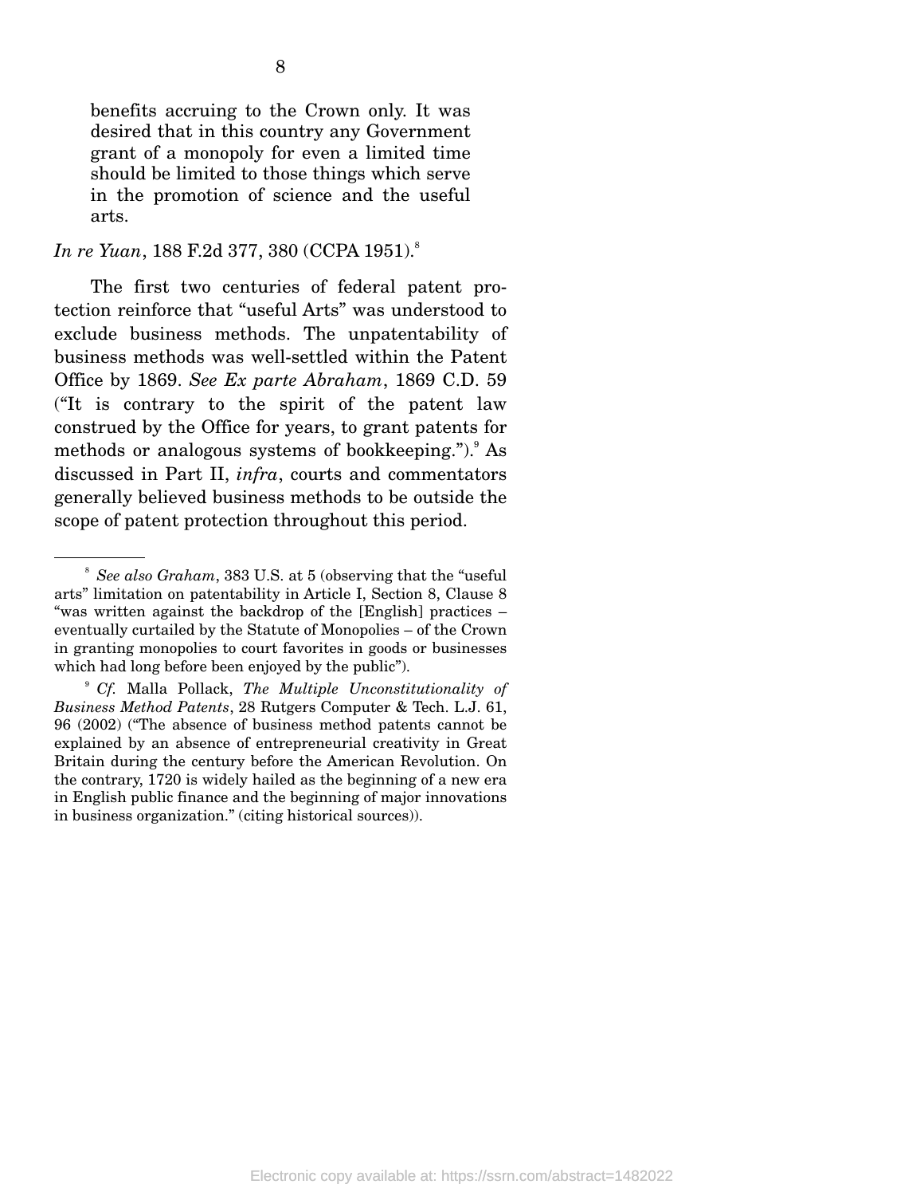> benefits accruing to the Crown only. It was desired that in this country any Government grant of a monopoly for even a limited time should be limited to those things which serve in the promotion of science and the useful arts.

*In re Yuan*, 188 F.2d 377, 380 (CCPA 1951).[8]

The first two centuries of federal patent protection reinforce that "useful Arts" was understood to exclude business methods. The unpatentability of business methods was well-settled within the Patent Office by 1869. *See Ex parte Abraham*, 1869 C.D. 59 ("It is contrary to the spirit of the patent law construed by the Office for years, to grant patents for methods or analogous systems of bookkeeping.").[9] As discussed in Part II, *infra*, courts and commentators generally believed business methods to be outside the scope of patent protection throughout this period.

---

[8] *See also Graham*, 383 U.S. at 5 (observing that the "useful arts" limitation on patentability in Article I, Section 8, Clause 8 "was written against the backdrop of the [English] practices – eventually curtailed by the Statute of Monopolies – of the Crown in granting monopolies to court favorites in goods or businesses which had long before been enjoyed by the public").

[9] *Cf.* Malla Pollack, *The Multiple Unconstitutionality of Business Method Patents*, 28 Rutgers Computer & Tech. L.J. 61, 96 (2002) ("The absence of business method patents cannot be explained by an absence of entrepreneurial creativity in Great Britain during the century before the American Revolution. On the contrary, 1720 is widely hailed as the beginning of a new era in English public finance and the beginning of major innovations in business organization." (citing historical sources)).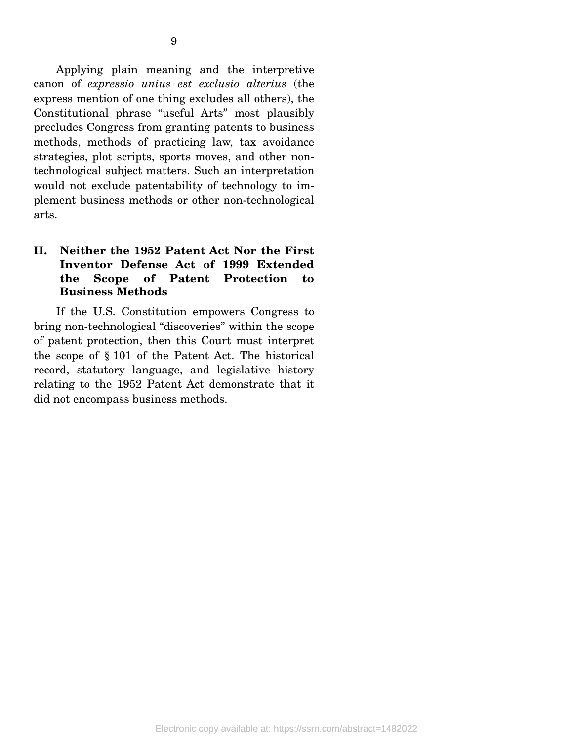Applying plain meaning and the interpretive canon of *expressio unius est exclusio alterius* (the express mention of one thing excludes all others), the Constitutional phrase "useful Arts" most plausibly precludes Congress from granting patents to business methods, methods of practicing law, tax avoidance strategies, plot scripts, sports moves, and other non-technological subject matters. Such an interpretation would not exclude patentability of technology to implement business methods or other non-technological arts.

## II. Neither the 1952 Patent Act Nor the First Inventor Defense Act of 1999 Extended the Scope of Patent Protection to Business Methods

If the U.S. Constitution empowers Congress to bring non-technological "discoveries" within the scope of patent protection, then this Court must interpret the scope of § 101 of the Patent Act. The historical record, statutory language, and legislative history relating to the 1952 Patent Act demonstrate that it did not encompass business methods.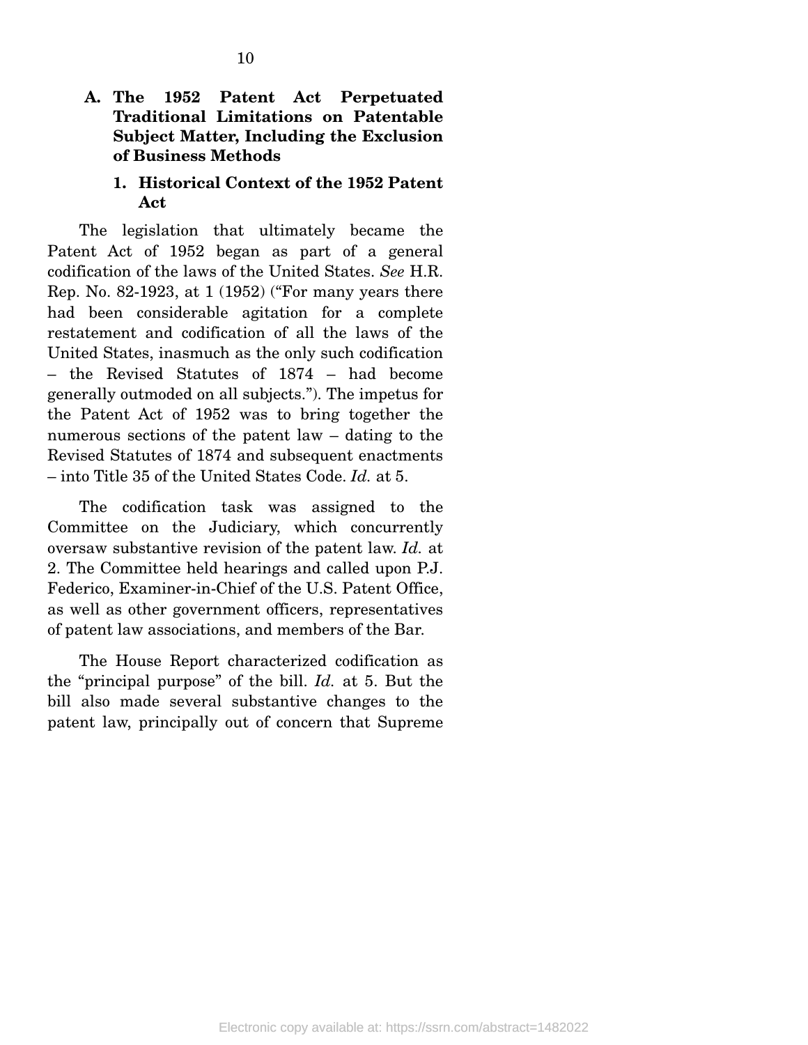### A. The 1952 Patent Act Perpetuated Traditional Limitations on Patentable Subject Matter, Including the Exclusion of Business Methods

#### 1. Historical Context of the 1952 Patent Act

The legislation that ultimately became the Patent Act of 1952 began as part of a general codification of the laws of the United States. *See* H.R. Rep. No. 82-1923, at 1 (1952) ("For many years there had been considerable agitation for a complete restatement and codification of all the laws of the United States, inasmuch as the only such codification – the Revised Statutes of 1874 – had become generally outmoded on all subjects."). The impetus for the Patent Act of 1952 was to bring together the numerous sections of the patent law – dating to the Revised Statutes of 1874 and subsequent enactments – into Title 35 of the United States Code. *Id.* at 5.

The codification task was assigned to the Committee on the Judiciary, which concurrently oversaw substantive revision of the patent law. *Id.* at 2. The Committee held hearings and called upon P.J. Federico, Examiner-in-Chief of the U.S. Patent Office, as well as other government officers, representatives of patent law associations, and members of the Bar.

The House Report characterized codification as the "principal purpose" of the bill. *Id.* at 5. But the bill also made several substantive changes to the patent law, principally out of concern that Supreme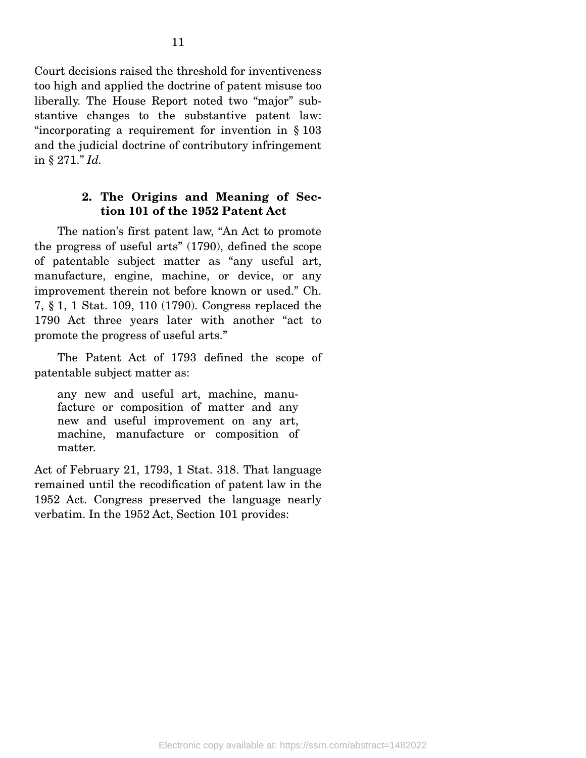Court decisions raised the threshold for inventiveness too high and applied the doctrine of patent misuse too liberally. The House Report noted two "major" substantive changes to the substantive patent law: "incorporating a requirement for invention in § 103 and the judicial doctrine of contributory infringement in § 271." *Id.*

### 2. The Origins and Meaning of Section 101 of the 1952 Patent Act

The nation's first patent law, "An Act to promote the progress of useful arts" (1790), defined the scope of patentable subject matter as "any useful art, manufacture, engine, machine, or device, or any improvement therein not before known or used." Ch. 7, § 1, 1 Stat. 109, 110 (1790). Congress replaced the 1790 Act three years later with another "act to promote the progress of useful arts."

The Patent Act of 1793 defined the scope of patentable subject matter as:

> any new and useful art, machine, manufacture or composition of matter and any new and useful improvement on any art, machine, manufacture or composition of matter.

Act of February 21, 1793, 1 Stat. 318. That language remained until the recodification of patent law in the 1952 Act. Congress preserved the language nearly verbatim. In the 1952 Act, Section 101 provides: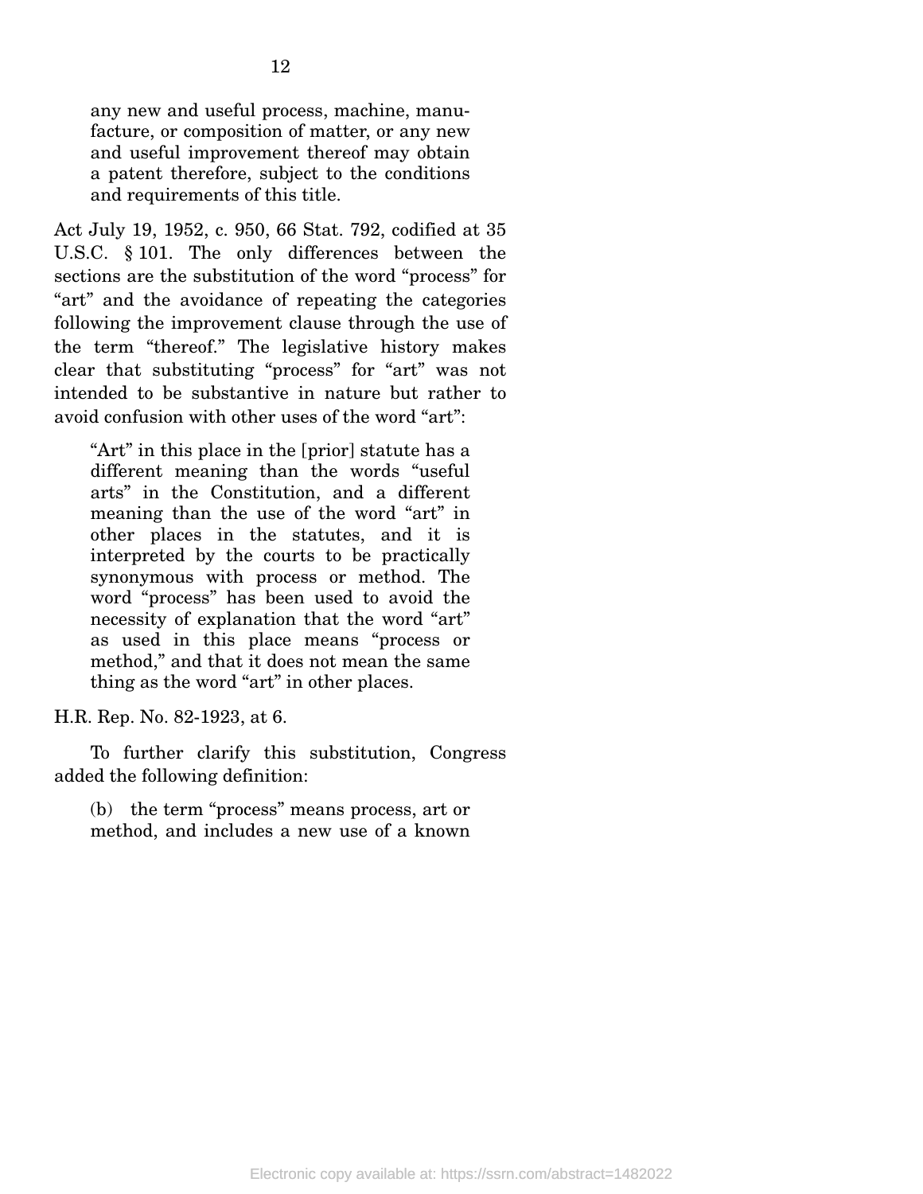> any new and useful process, machine, manufacture, or composition of matter, or any new and useful improvement thereof may obtain a patent therefore, subject to the conditions and requirements of this title.

Act July 19, 1952, c. 950, 66 Stat. 792, codified at 35 U.S.C. § 101. The only differences between the sections are the substitution of the word "process" for "art" and the avoidance of repeating the categories following the improvement clause through the use of the term "thereof." The legislative history makes clear that substituting "process" for "art" was not intended to be substantive in nature but rather to avoid confusion with other uses of the word "art":

> "Art" in this place in the [prior] statute has a different meaning than the words "useful arts" in the Constitution, and a different meaning than the use of the word "art" in other places in the statutes, and it is interpreted by the courts to be practically synonymous with process or method. The word "process" has been used to avoid the necessity of explanation that the word "art" as used in this place means "process or method," and that it does not mean the same thing as the word "art" in other places.

H.R. Rep. No. 82-1923, at 6.

To further clarify this substitution, Congress added the following definition:

> (b) the term "process" means process, art or method, and includes a new use of a known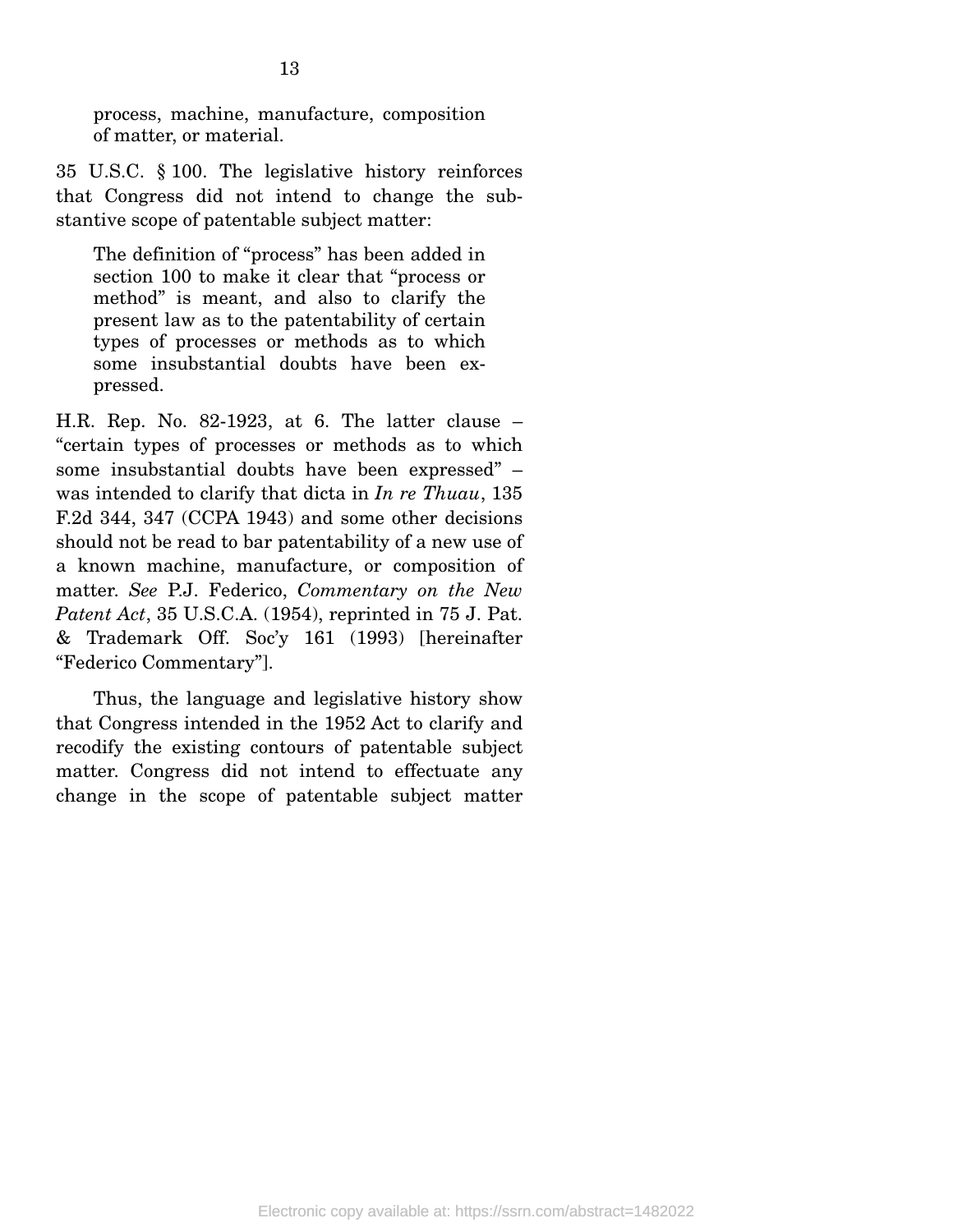> process, machine, manufacture, composition of matter, or material.

35 U.S.C. § 100. The legislative history reinforces that Congress did not intend to change the substantive scope of patentable subject matter:

> The definition of "process" has been added in section 100 to make it clear that "process or method" is meant, and also to clarify the present law as to the patentability of certain types of processes or methods as to which some insubstantial doubts have been expressed.

H.R. Rep. No. 82-1923, at 6. The latter clause – "certain types of processes or methods as to which some insubstantial doubts have been expressed" – was intended to clarify that dicta in *In re Thuau*, 135 F.2d 344, 347 (CCPA 1943) and some other decisions should not be read to bar patentability of a new use of a known machine, manufacture, or composition of matter. *See* P.J. Federico, *Commentary on the New Patent Act*, 35 U.S.C.A. (1954), reprinted in 75 J. Pat. & Trademark Off. Soc'y 161 (1993) [hereinafter "Federico Commentary"].

Thus, the language and legislative history show that Congress intended in the 1952 Act to clarify and recodify the existing contours of patentable subject matter. Congress did not intend to effectuate any change in the scope of patentable subject matter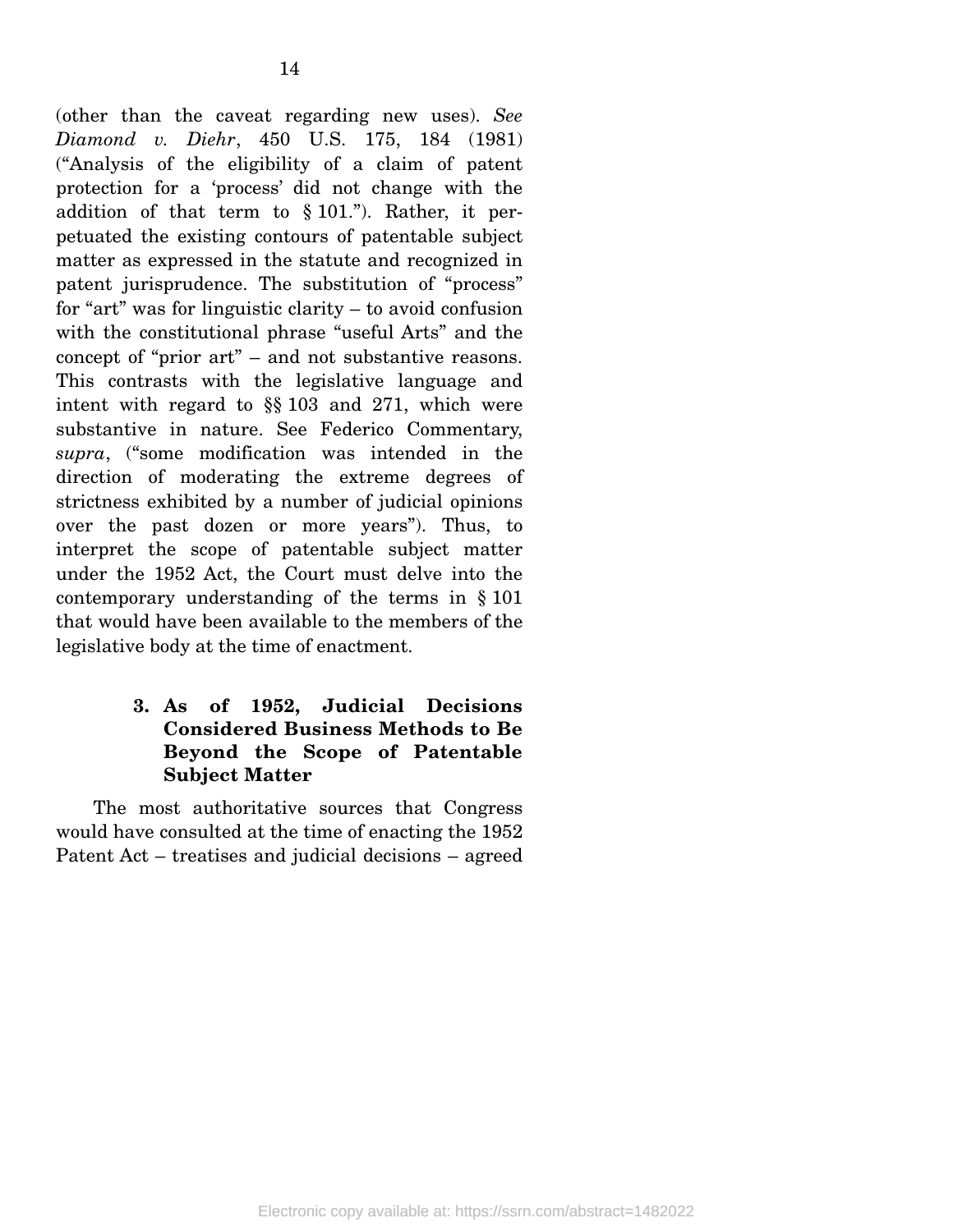(other than the caveat regarding new uses). *See Diamond v. Diehr*, 450 U.S. 175, 184 (1981) ("Analysis of the eligibility of a claim of patent protection for a 'process' did not change with the addition of that term to § 101."). Rather, it perpetuated the existing contours of patentable subject matter as expressed in the statute and recognized in patent jurisprudence. The substitution of "process" for "art" was for linguistic clarity – to avoid confusion with the constitutional phrase "useful Arts" and the concept of "prior art" – and not substantive reasons. This contrasts with the legislative language and intent with regard to §§ 103 and 271, which were substantive in nature. See Federico Commentary, *supra*, ("some modification was intended in the direction of moderating the extreme degrees of strictness exhibited by a number of judicial opinions over the past dozen or more years"). Thus, to interpret the scope of patentable subject matter under the 1952 Act, the Court must delve into the contemporary understanding of the terms in § 101 that would have been available to the members of the legislative body at the time of enactment.

**3. As of 1952, Judicial Decisions Considered Business Methods to Be Beyond the Scope of Patentable Subject Matter**

The most authoritative sources that Congress would have consulted at the time of enacting the 1952 Patent Act – treatises and judicial decisions – agreed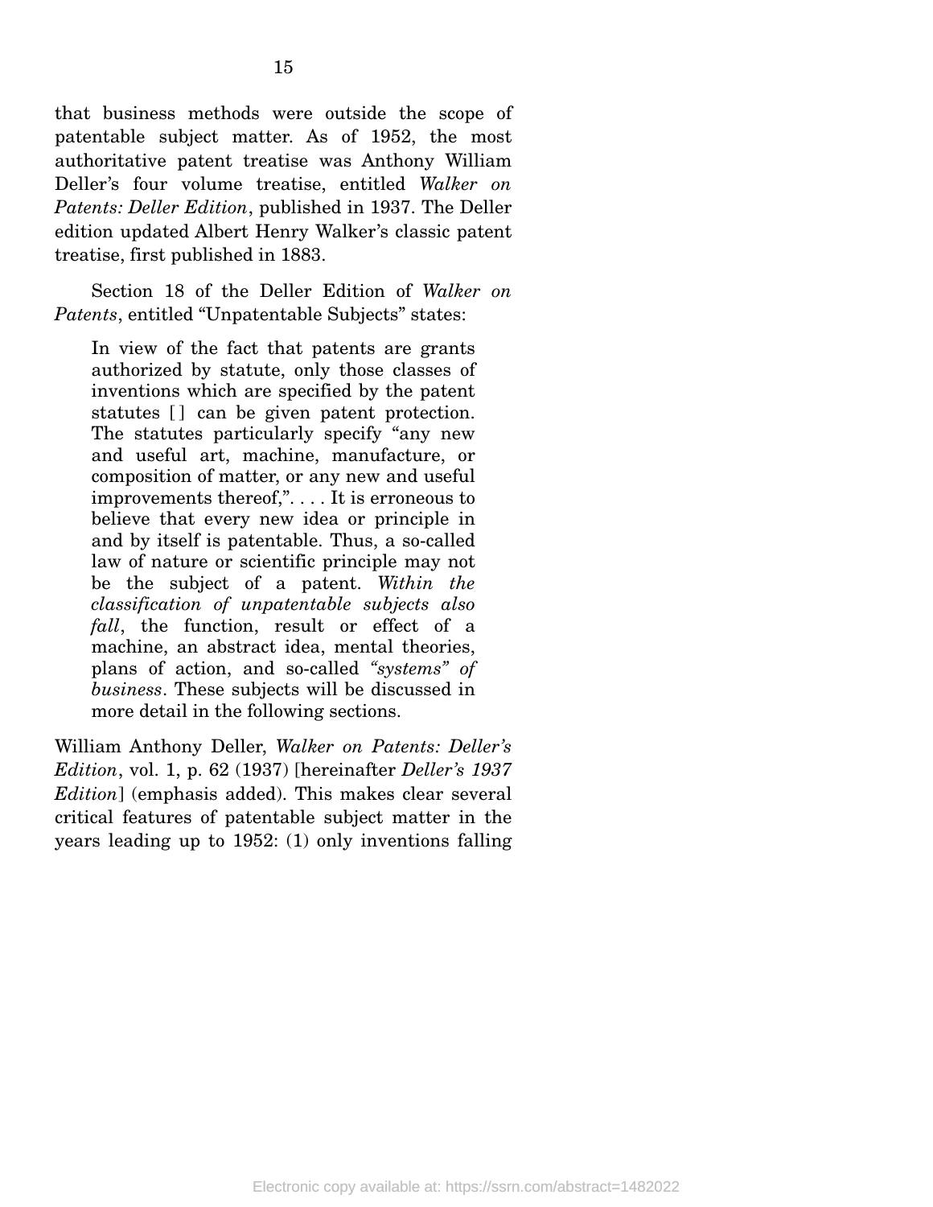that business methods were outside the scope of patentable subject matter. As of 1952, the most authoritative patent treatise was Anthony William Deller's four volume treatise, entitled *Walker on Patents: Deller Edition*, published in 1937. The Deller edition updated Albert Henry Walker's classic patent treatise, first published in 1883.

Section 18 of the Deller Edition of *Walker on Patents*, entitled "Unpatentable Subjects" states:

> In view of the fact that patents are grants authorized by statute, only those classes of inventions which are specified by the patent statutes [ ] can be given patent protection. The statutes particularly specify "any new and useful art, machine, manufacture, or composition of matter, or any new and useful improvements thereof,". . . . It is erroneous to believe that every new idea or principle in and by itself is patentable. Thus, a so-called law of nature or scientific principle may not be the subject of a patent. *Within the classification of unpatentable subjects also fall*, the function, result or effect of a machine, an abstract idea, mental theories, plans of action, and so-called *"systems" of business*. These subjects will be discussed in more detail in the following sections.

William Anthony Deller, *Walker on Patents: Deller's Edition*, vol. 1, p. 62 (1937) [hereinafter *Deller's 1937 Edition*] (emphasis added). This makes clear several critical features of patentable subject matter in the years leading up to 1952: (1) only inventions falling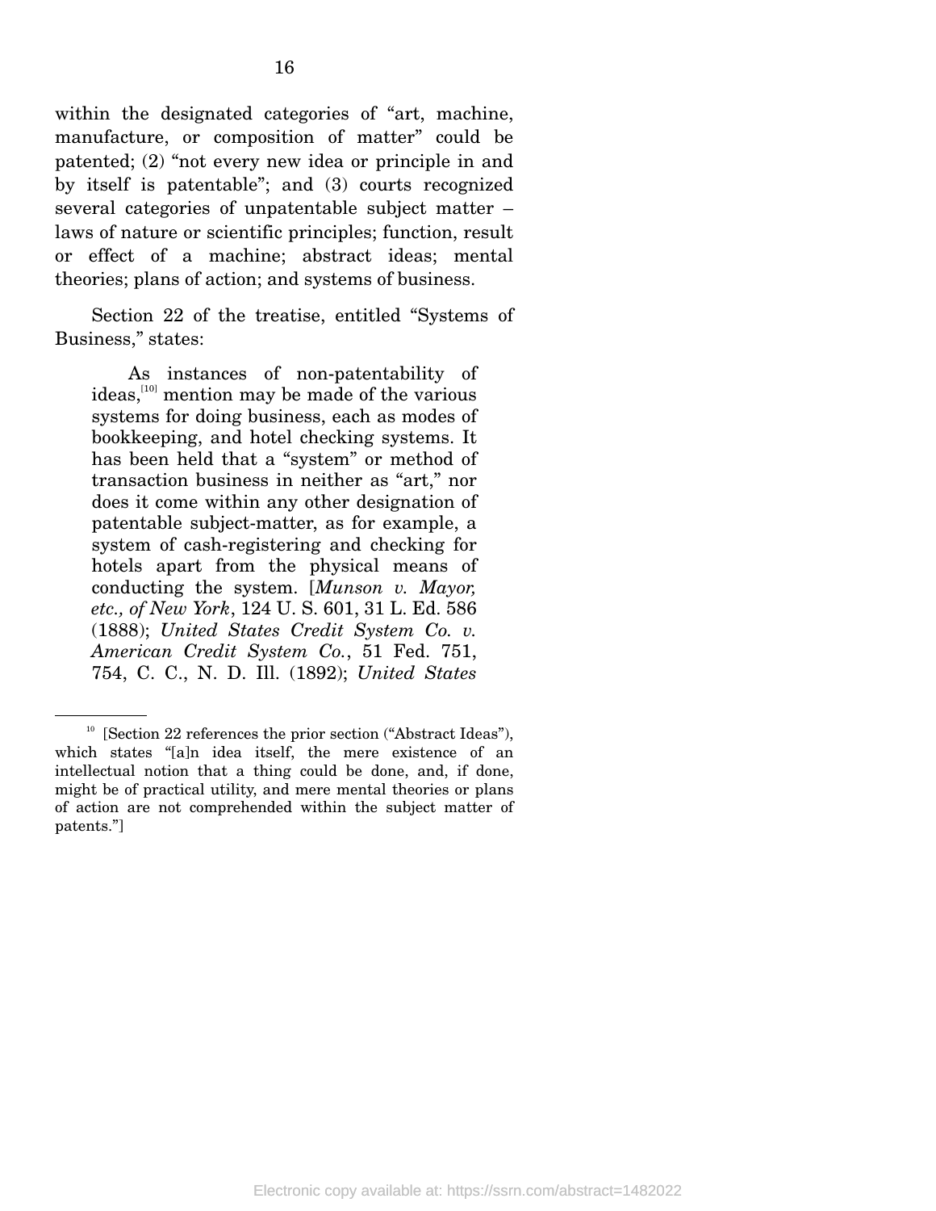within the designated categories of "art, machine, manufacture, or composition of matter" could be patented; (2) "not every new idea or principle in and by itself is patentable"; and (3) courts recognized several categories of unpatentable subject matter – laws of nature or scientific principles; function, result or effect of a machine; abstract ideas; mental theories; plans of action; and systems of business.

Section 22 of the treatise, entitled "Systems of Business," states:

> As instances of non-patentability of ideas,[10] mention may be made of the various systems for doing business, each as modes of bookkeeping, and hotel checking systems. It has been held that a "system" or method of transaction business in neither as "art," nor does it come within any other designation of patentable subject-matter, as for example, a system of cash-registering and checking for hotels apart from the physical means of conducting the system. [*Munson v. Mayor, etc., of New York*, 124 U. S. 601, 31 L. Ed. 586 (1888); *United States Credit System Co. v. American Credit System Co.*, 51 Fed. 751, 754, C. C., N. D. Ill. (1892); *United States*

[10] [Section 22 references the prior section ("Abstract Ideas"), which states "[a]n idea itself, the mere existence of an intellectual notion that a thing could be done, and, if done, might be of practical utility, and mere mental theories or plans of action are not comprehended within the subject matter of patents."]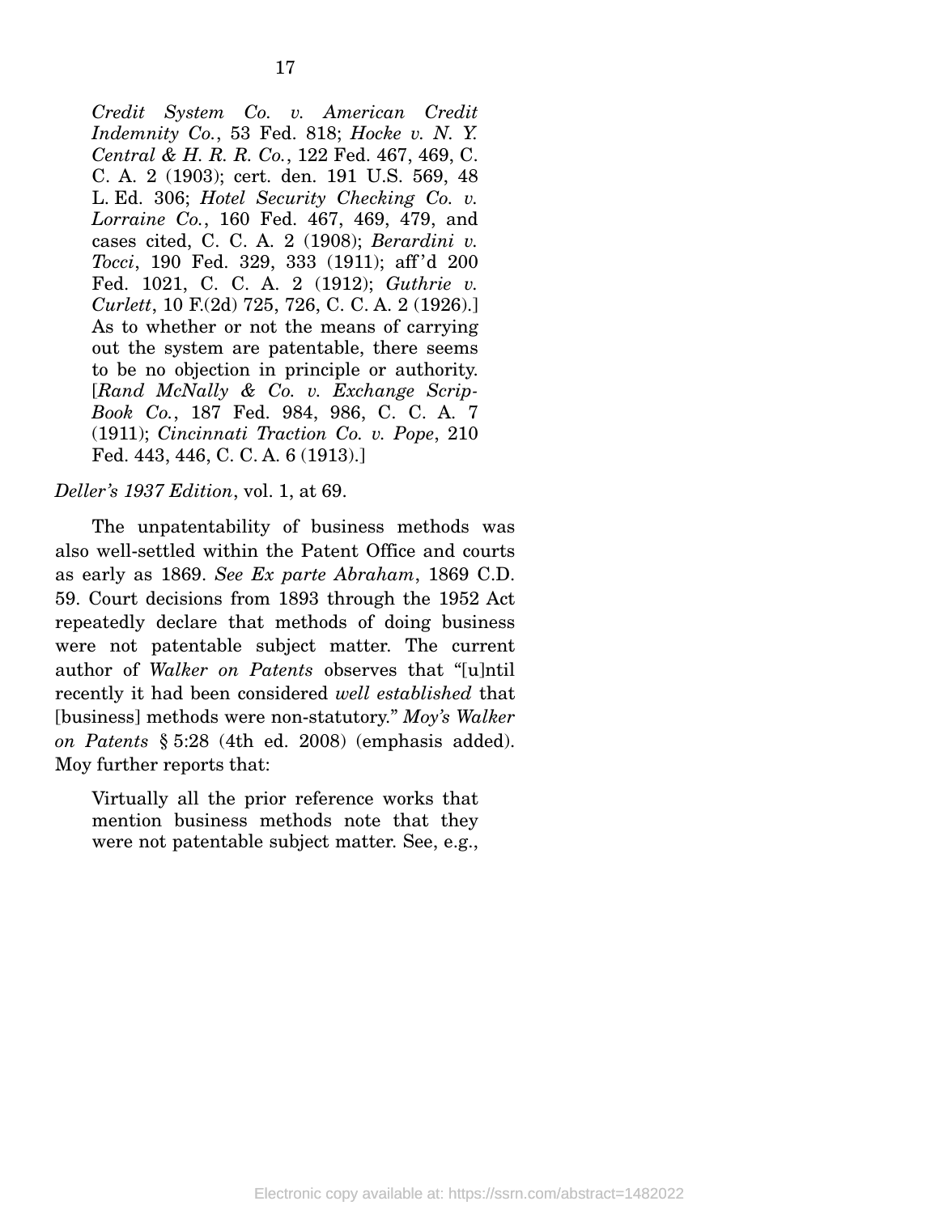> *Credit System Co. v. American Credit Indemnity Co.*, 53 Fed. 818; *Hocke v. N. Y. Central & H. R. R. Co.*, 122 Fed. 467, 469, C. C. A. 2 (1903); cert. den. 191 U.S. 569, 48 L. Ed. 306; *Hotel Security Checking Co. v. Lorraine Co.*, 160 Fed. 467, 469, 479, and cases cited, C. C. A. 2 (1908); *Berardini v. Tocci*, 190 Fed. 329, 333 (1911); aff'd 200 Fed. 1021, C. C. A. 2 (1912); *Guthrie v. Curlett*, 10 F.(2d) 725, 726, C. C. A. 2 (1926).] As to whether or not the means of carrying out the system are patentable, there seems to be no objection in principle or authority. [*Rand McNally & Co. v. Exchange Scrip-Book Co.*, 187 Fed. 984, 986, C. C. A. 7 (1911); *Cincinnati Traction Co. v. Pope*, 210 Fed. 443, 446, C. C. A. 6 (1913).]

*Deller's 1937 Edition*, vol. 1, at 69.

The unpatentability of business methods was also well-settled within the Patent Office and courts as early as 1869. *See Ex parte Abraham*, 1869 C.D. 59. Court decisions from 1893 through the 1952 Act repeatedly declare that methods of doing business were not patentable subject matter. The current author of *Walker on Patents* observes that "[u]ntil recently it had been considered *well established* that [business] methods were non-statutory." *Moy's Walker on Patents* § 5:28 (4th ed. 2008) (emphasis added). Moy further reports that:

> Virtually all the prior reference works that mention business methods note that they were not patentable subject matter. See, e.g.,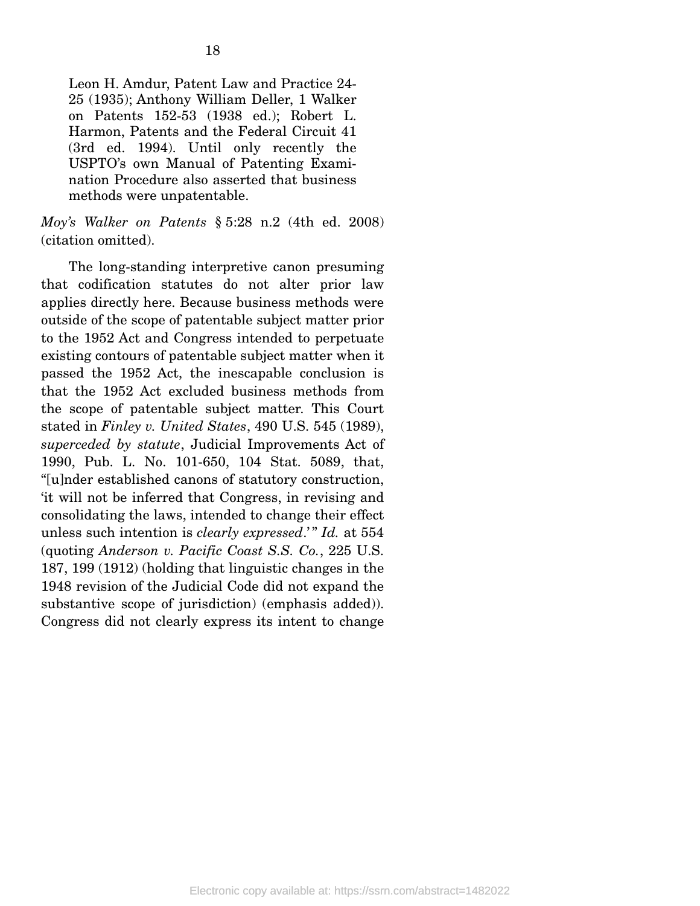> Leon H. Amdur, Patent Law and Practice 24-25 (1935); Anthony William Deller, 1 Walker on Patents 152-53 (1938 ed.); Robert L. Harmon, Patents and the Federal Circuit 41 (3rd ed. 1994). Until only recently the USPTO's own Manual of Patenting Examination Procedure also asserted that business methods were unpatentable.

*Moy's Walker on Patents* § 5:28 n.2 (4th ed. 2008) (citation omitted).

The long-standing interpretive canon presuming that codification statutes do not alter prior law applies directly here. Because business methods were outside of the scope of patentable subject matter prior to the 1952 Act and Congress intended to perpetuate existing contours of patentable subject matter when it passed the 1952 Act, the inescapable conclusion is that the 1952 Act excluded business methods from the scope of patentable subject matter. This Court stated in *Finley v. United States*, 490 U.S. 545 (1989), *superceded by statute*, Judicial Improvements Act of 1990, Pub. L. No. 101-650, 104 Stat. 5089, that, "[u]nder established canons of statutory construction, 'it will not be inferred that Congress, in revising and consolidating the laws, intended to change their effect unless such intention is *clearly expressed*.'" *Id.* at 554 (quoting *Anderson v. Pacific Coast S.S. Co.*, 225 U.S. 187, 199 (1912) (holding that linguistic changes in the 1948 revision of the Judicial Code did not expand the substantive scope of jurisdiction) (emphasis added)). Congress did not clearly express its intent to change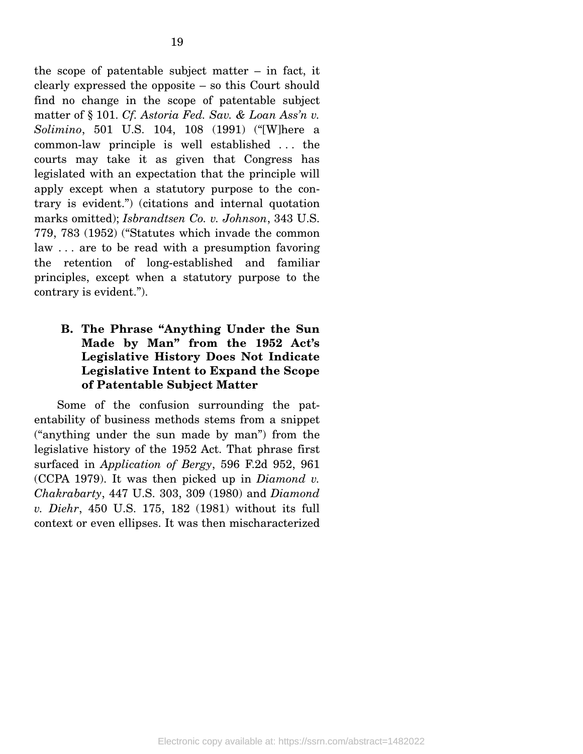the scope of patentable subject matter – in fact, it clearly expressed the opposite – so this Court should find no change in the scope of patentable subject matter of § 101. *Cf. Astoria Fed. Sav. & Loan Ass'n v. Solimino*, 501 U.S. 104, 108 (1991) ("[W]here a common-law principle is well established . . . the courts may take it as given that Congress has legislated with an expectation that the principle will apply except when a statutory purpose to the contrary is evident.") (citations and internal quotation marks omitted); *Isbrandtsen Co. v. Johnson*, 343 U.S. 779, 783 (1952) ("Statutes which invade the common law . . . are to be read with a presumption favoring the retention of long-established and familiar principles, except when a statutory purpose to the contrary is evident.").

### B. The Phrase "Anything Under the Sun Made by Man" from the 1952 Act's Legislative History Does Not Indicate Legislative Intent to Expand the Scope of Patentable Subject Matter

Some of the confusion surrounding the patentability of business methods stems from a snippet ("anything under the sun made by man") from the legislative history of the 1952 Act. That phrase first surfaced in *Application of Bergy*, 596 F.2d 952, 961 (CCPA 1979). It was then picked up in *Diamond v. Chakrabarty*, 447 U.S. 303, 309 (1980) and *Diamond v. Diehr*, 450 U.S. 175, 182 (1981) without its full context or even ellipses. It was then mischaracterized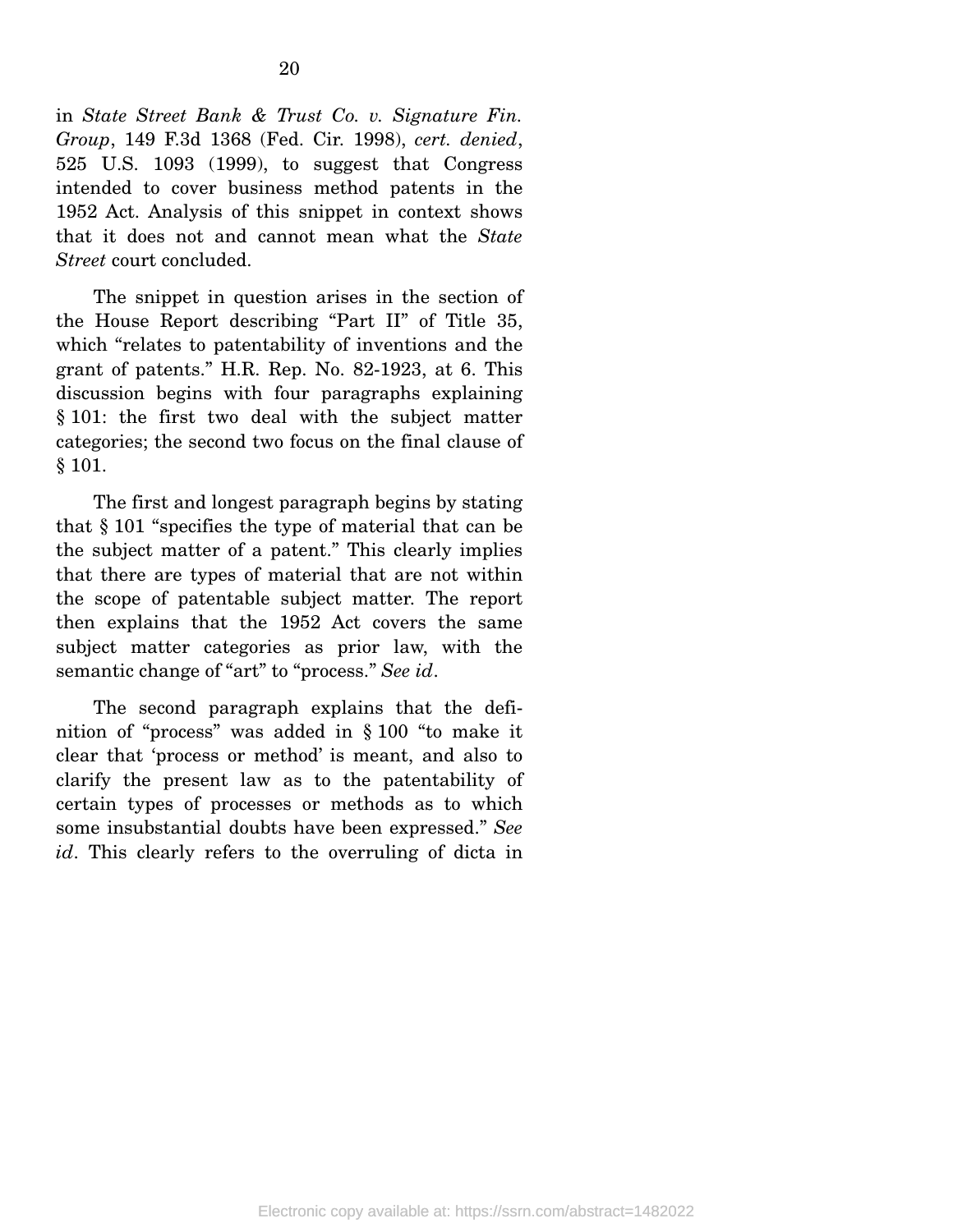in *State Street Bank & Trust Co. v. Signature Fin. Group*, 149 F.3d 1368 (Fed. Cir. 1998), *cert. denied*, 525 U.S. 1093 (1999), to suggest that Congress intended to cover business method patents in the 1952 Act. Analysis of this snippet in context shows that it does not and cannot mean what the *State Street* court concluded.

The snippet in question arises in the section of the House Report describing "Part II" of Title 35, which "relates to patentability of inventions and the grant of patents." H.R. Rep. No. 82-1923, at 6. This discussion begins with four paragraphs explaining § 101: the first two deal with the subject matter categories; the second two focus on the final clause of § 101.

The first and longest paragraph begins by stating that § 101 "specifies the type of material that can be the subject matter of a patent." This clearly implies that there are types of material that are not within the scope of patentable subject matter. The report then explains that the 1952 Act covers the same subject matter categories as prior law, with the semantic change of "art" to "process." *See id*.

The second paragraph explains that the definition of "process" was added in § 100 "to make it clear that 'process or method' is meant, and also to clarify the present law as to the patentability of certain types of processes or methods as to which some insubstantial doubts have been expressed." *See id*. This clearly refers to the overruling of dicta in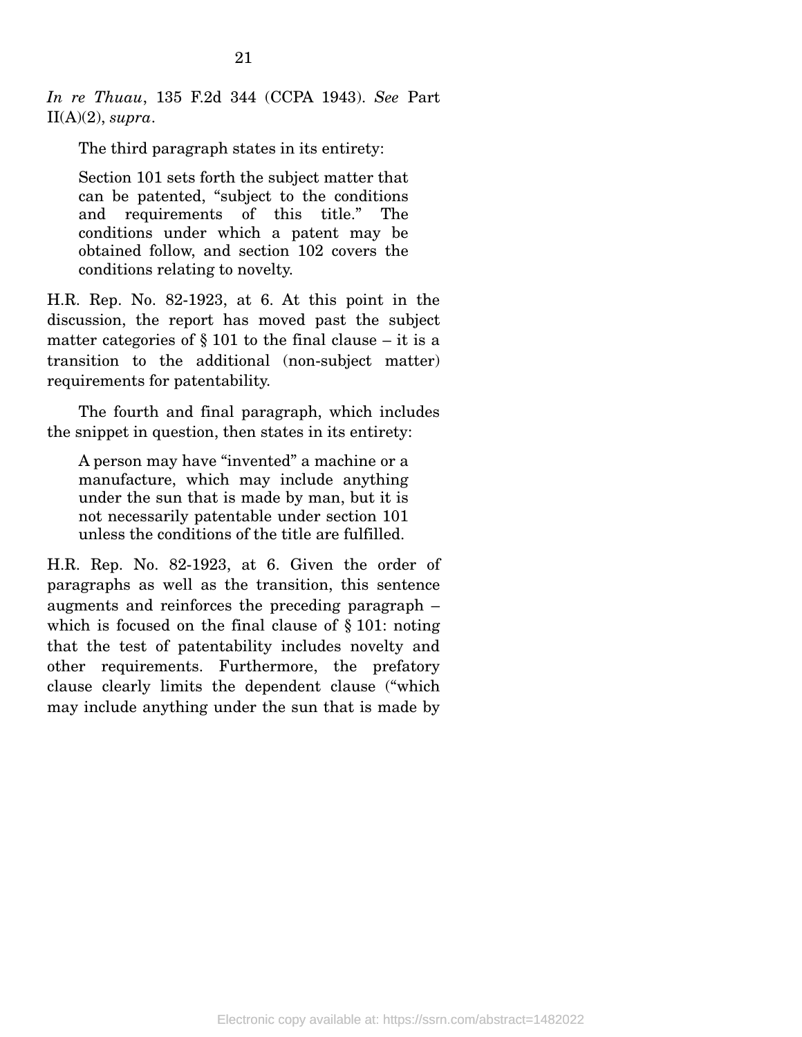*In re Thuau*, 135 F.2d 344 (CCPA 1943). *See* Part II(A)(2), *supra*.

The third paragraph states in its entirety:

> Section 101 sets forth the subject matter that can be patented, "subject to the conditions and requirements of this title." The conditions under which a patent may be obtained follow, and section 102 covers the conditions relating to novelty.

H.R. Rep. No. 82-1923, at 6. At this point in the discussion, the report has moved past the subject matter categories of § 101 to the final clause – it is a transition to the additional (non-subject matter) requirements for patentability.

The fourth and final paragraph, which includes the snippet in question, then states in its entirety:

> A person may have "invented" a machine or a manufacture, which may include anything under the sun that is made by man, but it is not necessarily patentable under section 101 unless the conditions of the title are fulfilled.

H.R. Rep. No. 82-1923, at 6. Given the order of paragraphs as well as the transition, this sentence augments and reinforces the preceding paragraph – which is focused on the final clause of § 101: noting that the test of patentability includes novelty and other requirements. Furthermore, the prefatory clause clearly limits the dependent clause ("which may include anything under the sun that is made by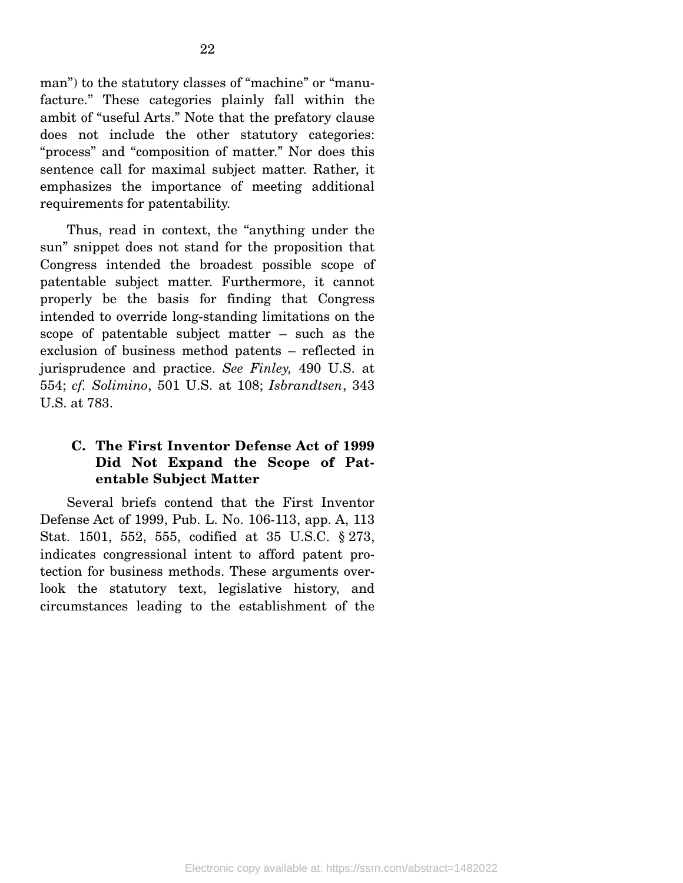man") to the statutory classes of "machine" or "manufacture." These categories plainly fall within the ambit of "useful Arts." Note that the prefatory clause does not include the other statutory categories: "process" and "composition of matter." Nor does this sentence call for maximal subject matter. Rather, it emphasizes the importance of meeting additional requirements for patentability.

Thus, read in context, the "anything under the sun" snippet does not stand for the proposition that Congress intended the broadest possible scope of patentable subject matter. Furthermore, it cannot properly be the basis for finding that Congress intended to override long-standing limitations on the scope of patentable subject matter – such as the exclusion of business method patents – reflected in jurisprudence and practice. *See Finley,* 490 U.S. at 554; *cf. Solimino*, 501 U.S. at 108; *Isbrandtsen*, 343 U.S. at 783.

### C. The First Inventor Defense Act of 1999 Did Not Expand the Scope of Patentable Subject Matter

Several briefs contend that the First Inventor Defense Act of 1999, Pub. L. No. 106-113, app. A, 113 Stat. 1501, 552, 555, codified at 35 U.S.C. § 273, indicates congressional intent to afford patent protection for business methods. These arguments overlook the statutory text, legislative history, and circumstances leading to the establishment of the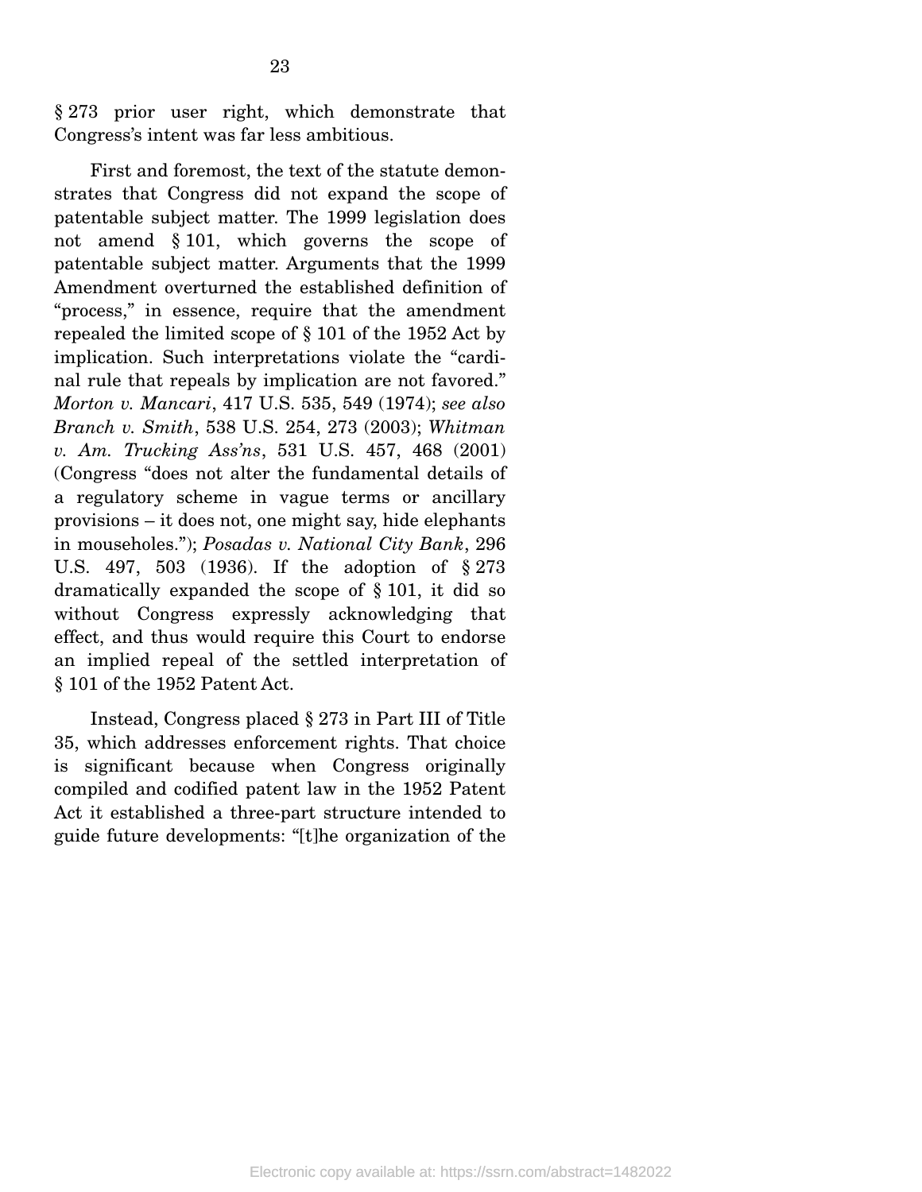§ 273 prior user right, which demonstrate that Congress's intent was far less ambitious.

First and foremost, the text of the statute demonstrates that Congress did not expand the scope of patentable subject matter. The 1999 legislation does not amend § 101, which governs the scope of patentable subject matter. Arguments that the 1999 Amendment overturned the established definition of "process," in essence, require that the amendment repealed the limited scope of § 101 of the 1952 Act by implication. Such interpretations violate the "cardinal rule that repeals by implication are not favored." *Morton v. Mancari*, 417 U.S. 535, 549 (1974); *see also Branch v. Smith*, 538 U.S. 254, 273 (2003); *Whitman v. Am. Trucking Ass'ns*, 531 U.S. 457, 468 (2001) (Congress "does not alter the fundamental details of a regulatory scheme in vague terms or ancillary provisions – it does not, one might say, hide elephants in mouseholes."); *Posadas v. National City Bank*, 296 U.S. 497, 503 (1936). If the adoption of § 273 dramatically expanded the scope of § 101, it did so without Congress expressly acknowledging that effect, and thus would require this Court to endorse an implied repeal of the settled interpretation of § 101 of the 1952 Patent Act.

Instead, Congress placed § 273 in Part III of Title 35, which addresses enforcement rights. That choice is significant because when Congress originally compiled and codified patent law in the 1952 Patent Act it established a three-part structure intended to guide future developments: "[t]he organization of the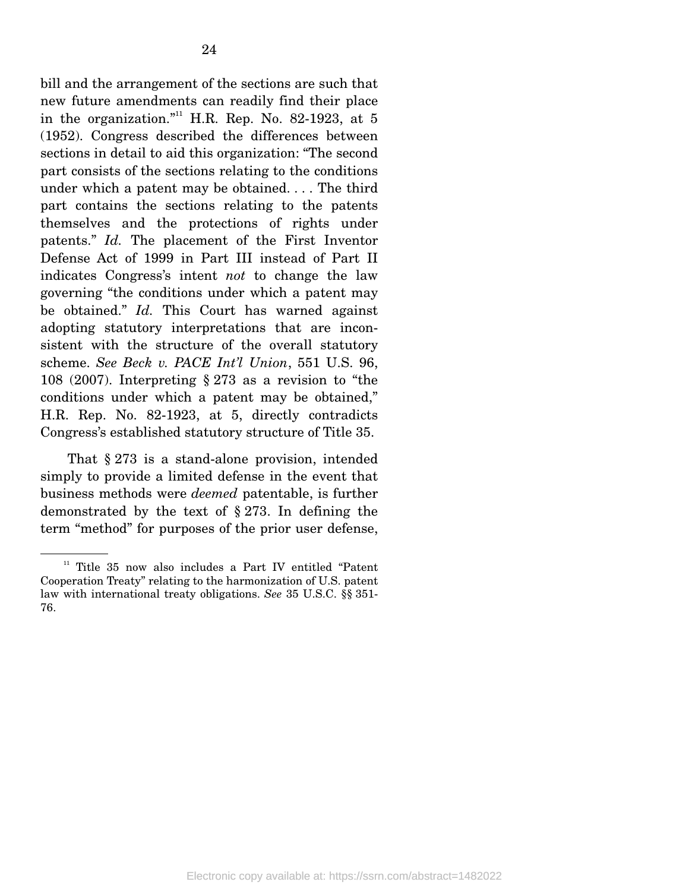bill and the arrangement of the sections are such that new future amendments can readily find their place in the organization."[11] H.R. Rep. No. 82-1923, at 5 (1952). Congress described the differences between sections in detail to aid this organization: "The second part consists of the sections relating to the conditions under which a patent may be obtained. . . . The third part contains the sections relating to the patents themselves and the protections of rights under patents." *Id.* The placement of the First Inventor Defense Act of 1999 in Part III instead of Part II indicates Congress's intent *not* to change the law governing "the conditions under which a patent may be obtained." *Id.* This Court has warned against adopting statutory interpretations that are inconsistent with the structure of the overall statutory scheme. *See Beck v. PACE Int'l Union*, 551 U.S. 96, 108 (2007). Interpreting § 273 as a revision to "the conditions under which a patent may be obtained," H.R. Rep. No. 82-1923, at 5, directly contradicts Congress's established statutory structure of Title 35.

That § 273 is a stand-alone provision, intended simply to provide a limited defense in the event that business methods were *deemed* patentable, is further demonstrated by the text of § 273. In defining the term "method" for purposes of the prior user defense,

---

[11] Title 35 now also includes a Part IV entitled "Patent Cooperation Treaty" relating to the harmonization of U.S. patent law with international treaty obligations. *See* 35 U.S.C. §§ 351-76.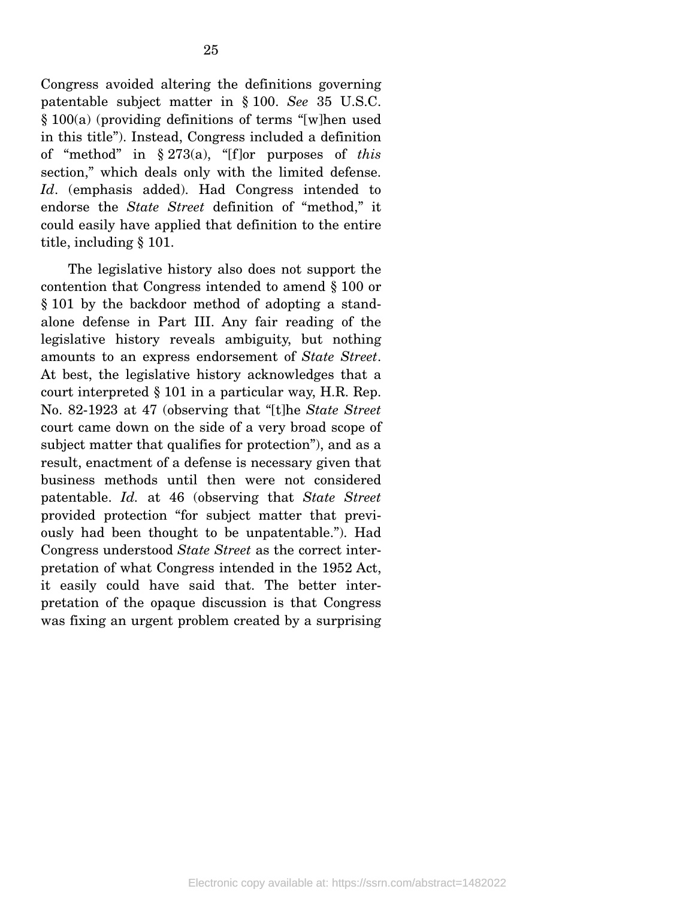Congress avoided altering the definitions governing patentable subject matter in § 100. *See* 35 U.S.C. § 100(a) (providing definitions of terms "[w]hen used in this title"). Instead, Congress included a definition of "method" in § 273(a), "[f]or purposes of *this* section," which deals only with the limited defense. *Id*. (emphasis added). Had Congress intended to endorse the *State Street* definition of "method," it could easily have applied that definition to the entire title, including § 101.

The legislative history also does not support the contention that Congress intended to amend § 100 or § 101 by the backdoor method of adopting a stand-alone defense in Part III. Any fair reading of the legislative history reveals ambiguity, but nothing amounts to an express endorsement of *State Street*. At best, the legislative history acknowledges that a court interpreted § 101 in a particular way, H.R. Rep. No. 82-1923 at 47 (observing that "[t]he *State Street* court came down on the side of a very broad scope of subject matter that qualifies for protection"), and as a result, enactment of a defense is necessary given that business methods until then were not considered patentable. *Id.* at 46 (observing that *State Street* provided protection "for subject matter that previously had been thought to be unpatentable."). Had Congress understood *State Street* as the correct interpretation of what Congress intended in the 1952 Act, it easily could have said that. The better interpretation of the opaque discussion is that Congress was fixing an urgent problem created by a surprising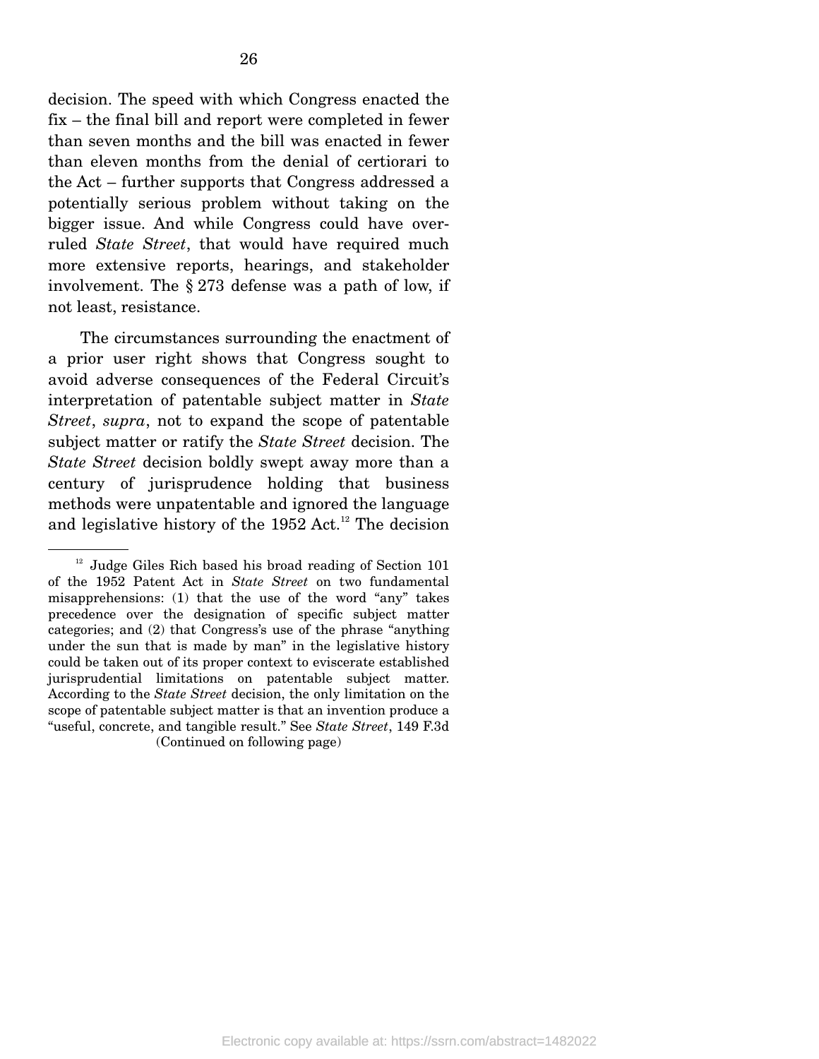decision. The speed with which Congress enacted the fix – the final bill and report were completed in fewer than seven months and the bill was enacted in fewer than eleven months from the denial of certiorari to the Act – further supports that Congress addressed a potentially serious problem without taking on the bigger issue. And while Congress could have overruled *State Street*, that would have required much more extensive reports, hearings, and stakeholder involvement. The § 273 defense was a path of low, if not least, resistance.

The circumstances surrounding the enactment of a prior user right shows that Congress sought to avoid adverse consequences of the Federal Circuit's interpretation of patentable subject matter in *State Street*, *supra*, not to expand the scope of patentable subject matter or ratify the *State Street* decision. The *State Street* decision boldly swept away more than a century of jurisprudence holding that business methods were unpatentable and ignored the language and legislative history of the 1952 Act.[12] The decision

---

[12] Judge Giles Rich based his broad reading of Section 101 of the 1952 Patent Act in *State Street* on two fundamental misapprehensions: (1) that the use of the word "any" takes precedence over the designation of specific subject matter categories; and (2) that Congress's use of the phrase "anything under the sun that is made by man" in the legislative history could be taken out of its proper context to eviscerate established jurisprudential limitations on patentable subject matter. According to the *State Street* decision, the only limitation on the scope of patentable subject matter is that an invention produce a "useful, concrete, and tangible result." See *State Street*, 149 F.3d

(Continued on following page)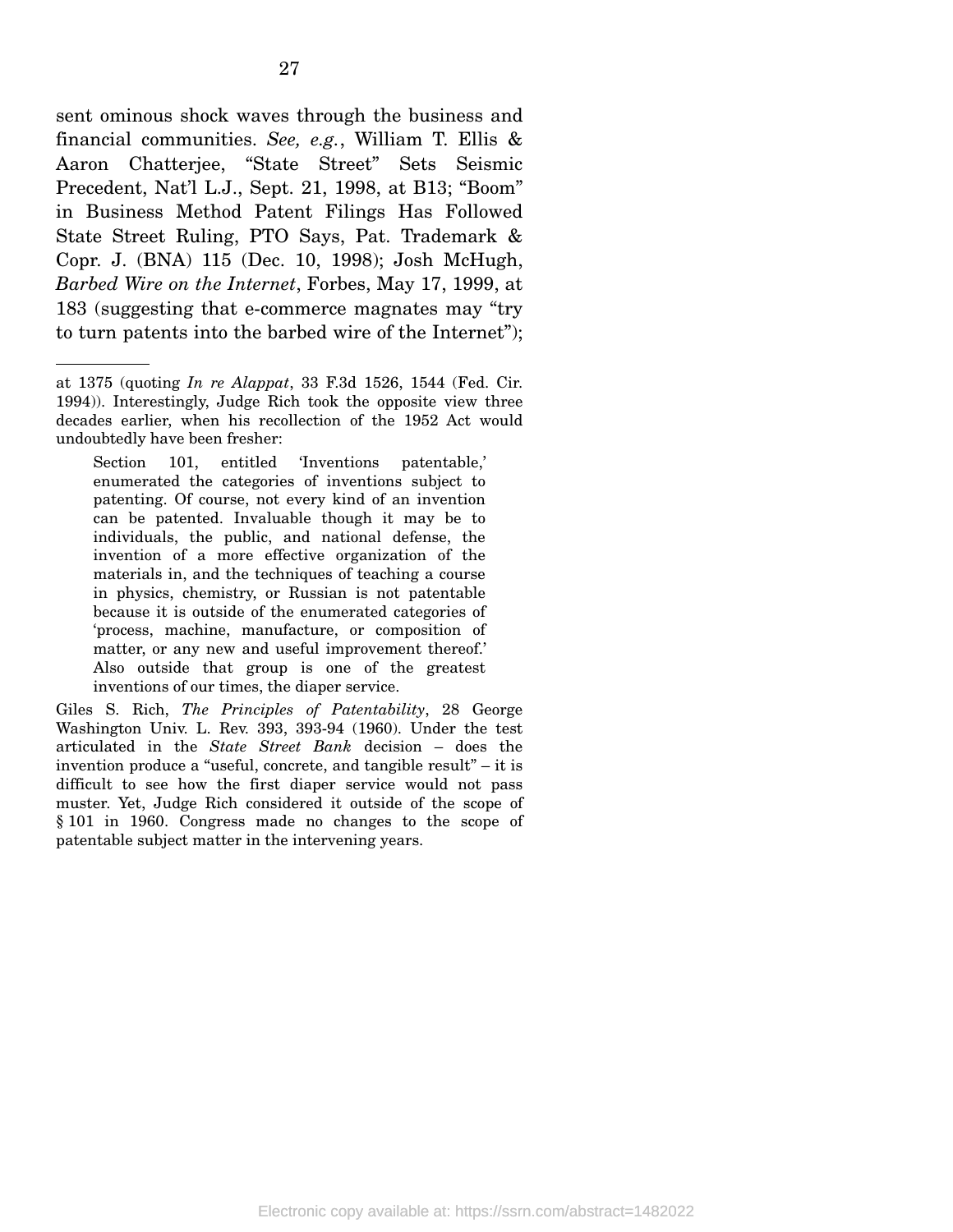sent ominous shock waves through the business and financial communities. *See, e.g.*, William T. Ellis & Aaron Chatterjee, "State Street" Sets Seismic Precedent, Nat'l L.J., Sept. 21, 1998, at B13; "Boom" in Business Method Patent Filings Has Followed State Street Ruling, PTO Says, Pat. Trademark & Copr. J. (BNA) 115 (Dec. 10, 1998); Josh McHugh, *Barbed Wire on the Internet*, Forbes, May 17, 1999, at 183 (suggesting that e-commerce magnates may "try to turn patents into the barbed wire of the Internet");

---

at 1375 (quoting *In re Alappat*, 33 F.3d 1526, 1544 (Fed. Cir. 1994)). Interestingly, Judge Rich took the opposite view three decades earlier, when his recollection of the 1952 Act would undoubtedly have been fresher:

> Section 101, entitled 'Inventions patentable,' enumerated the categories of inventions subject to patenting. Of course, not every kind of an invention can be patented. Invaluable though it may be to individuals, the public, and national defense, the invention of a more effective organization of the materials in, and the techniques of teaching a course in physics, chemistry, or Russian is not patentable because it is outside of the enumerated categories of 'process, machine, manufacture, or composition of matter, or any new and useful improvement thereof.' Also outside that group is one of the greatest inventions of our times, the diaper service.

Giles S. Rich, *The Principles of Patentability*, 28 George Washington Univ. L. Rev. 393, 393-94 (1960). Under the test articulated in the *State Street Bank* decision – does the invention produce a "useful, concrete, and tangible result" – it is difficult to see how the first diaper service would not pass muster. Yet, Judge Rich considered it outside of the scope of § 101 in 1960. Congress made no changes to the scope of patentable subject matter in the intervening years.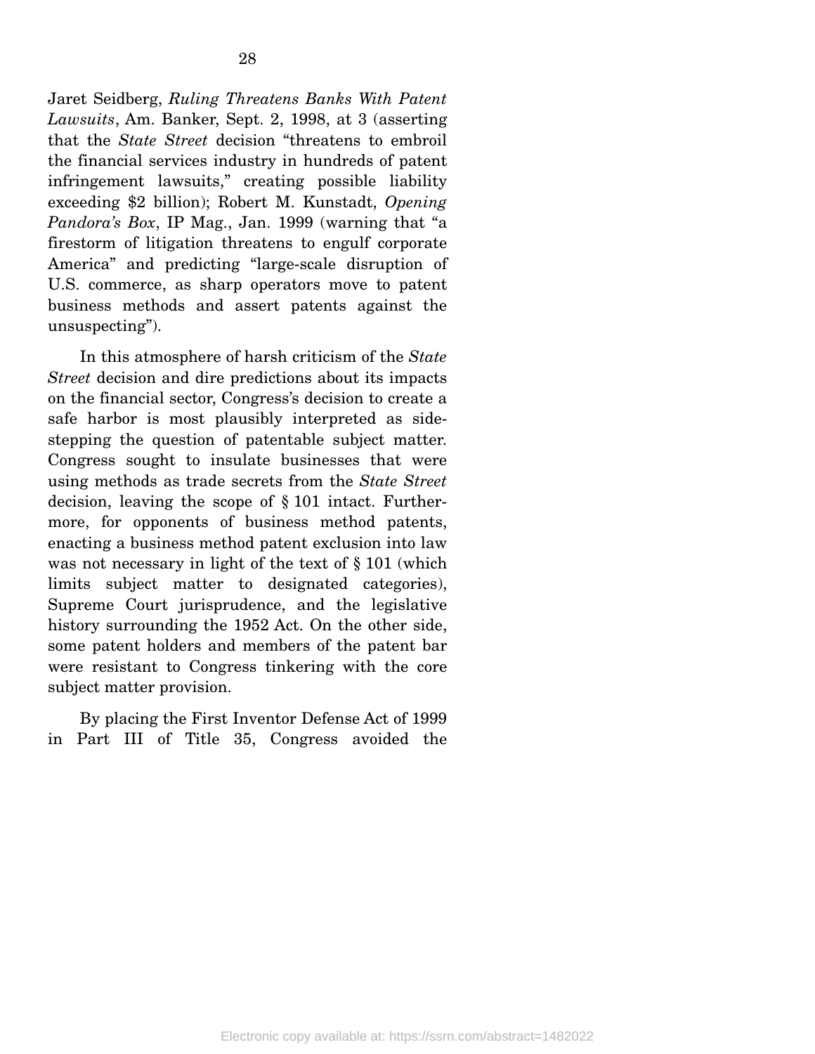Jaret Seidberg, *Ruling Threatens Banks With Patent Lawsuits*, Am. Banker, Sept. 2, 1998, at 3 (asserting that the *State Street* decision "threatens to embroil the financial services industry in hundreds of patent infringement lawsuits," creating possible liability exceeding $2 billion); Robert M. Kunstadt, *Opening Pandora's Box*, IP Mag., Jan. 1999 (warning that "a firestorm of litigation threatens to engulf corporate America" and predicting "large-scale disruption of U.S. commerce, as sharp operators move to patent business methods and assert patents against the unsuspecting").

In this atmosphere of harsh criticism of the *State Street* decision and dire predictions about its impacts on the financial sector, Congress's decision to create a safe harbor is most plausibly interpreted as side-stepping the question of patentable subject matter. Congress sought to insulate businesses that were using methods as trade secrets from the *State Street* decision, leaving the scope of § 101 intact. Furthermore, for opponents of business method patents, enacting a business method patent exclusion into law was not necessary in light of the text of § 101 (which limits subject matter to designated categories), Supreme Court jurisprudence, and the legislative history surrounding the 1952 Act. On the other side, some patent holders and members of the patent bar were resistant to Congress tinkering with the core subject matter provision.

By placing the First Inventor Defense Act of 1999 in Part III of Title 35, Congress avoided the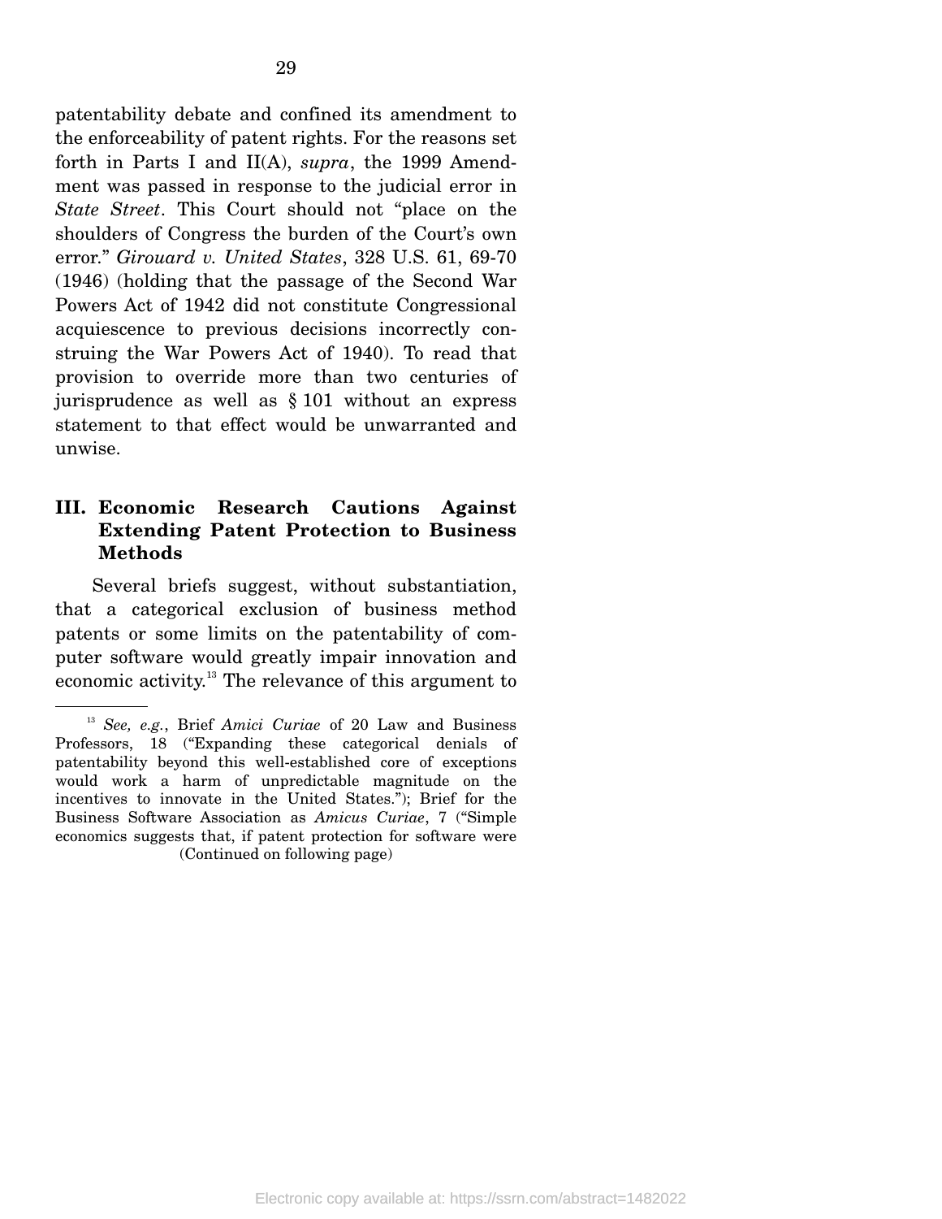patentability debate and confined its amendment to the enforceability of patent rights. For the reasons set forth in Parts I and II(A), *supra*, the 1999 Amendment was passed in response to the judicial error in *State Street*. This Court should not "place on the shoulders of Congress the burden of the Court's own error." *Girouard v. United States*, 328 U.S. 61, 69-70 (1946) (holding that the passage of the Second War Powers Act of 1942 did not constitute Congressional acquiescence to previous decisions incorrectly construing the War Powers Act of 1940). To read that provision to override more than two centuries of jurisprudence as well as § 101 without an express statement to that effect would be unwarranted and unwise.

## III. Economic Research Cautions Against Extending Patent Protection to Business Methods

Several briefs suggest, without substantiation, that a categorical exclusion of business method patents or some limits on the patentability of computer software would greatly impair innovation and economic activity.[13] The relevance of this argument to

---

[13] *See, e.g.*, Brief *Amici Curiae* of 20 Law and Business Professors, 18 ("Expanding these categorical denials of patentability beyond this well-established core of exceptions would work a harm of unpredictable magnitude on the incentives to innovate in the United States."); Brief for the Business Software Association as *Amicus Curiae*, 7 ("Simple economics suggests that, if patent protection for software were

(Continued on following page)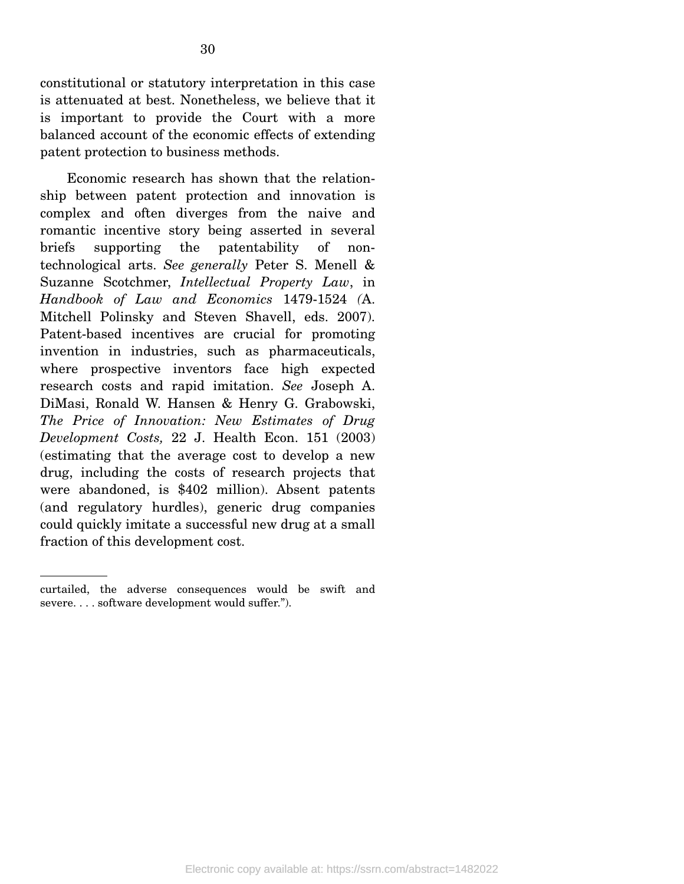constitutional or statutory interpretation in this case is attenuated at best. Nonetheless, we believe that it is important to provide the Court with a more balanced account of the economic effects of extending patent protection to business methods.

Economic research has shown that the relationship between patent protection and innovation is complex and often diverges from the naive and romantic incentive story being asserted in several briefs supporting the patentability of non-technological arts. *See generally* Peter S. Menell & Suzanne Scotchmer, *Intellectual Property Law*, in *Handbook of Law and Economics* 1479-1524 (A. Mitchell Polinsky and Steven Shavell, eds. 2007). Patent-based incentives are crucial for promoting invention in industries, such as pharmaceuticals, where prospective inventors face high expected research costs and rapid imitation. *See* Joseph A. DiMasi, Ronald W. Hansen & Henry G. Grabowski, *The Price of Innovation: New Estimates of Drug Development Costs,* 22 J. Health Econ. 151 (2003) (estimating that the average cost to develop a new drug, including the costs of research projects that were abandoned, is $402 million). Absent patents (and regulatory hurdles), generic drug companies could quickly imitate a successful new drug at a small fraction of this development cost.

---

curtailed, the adverse consequences would be swift and severe. . . . software development would suffer.").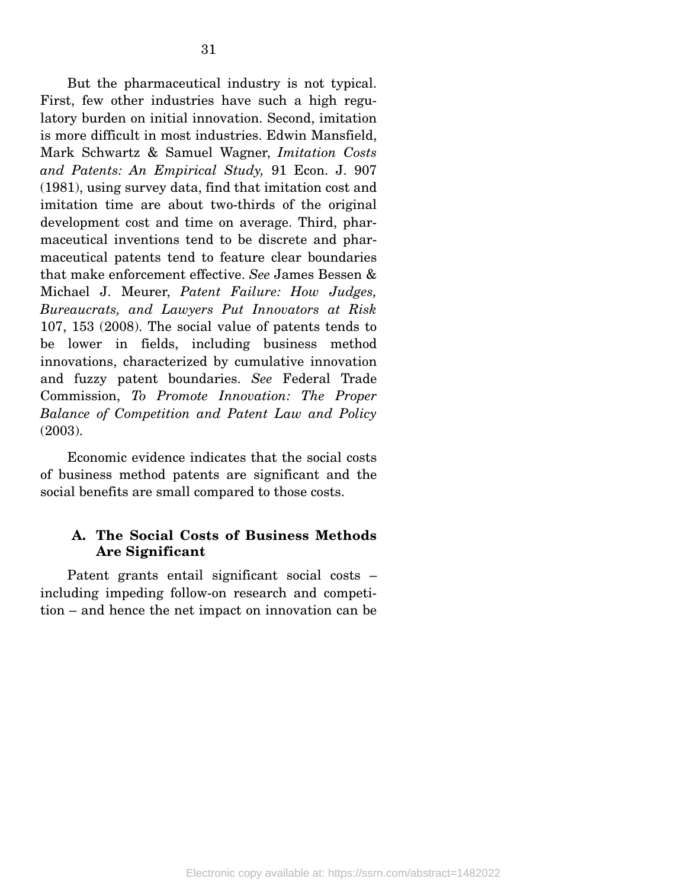But the pharmaceutical industry is not typical. First, few other industries have such a high regulatory burden on initial innovation. Second, imitation is more difficult in most industries. Edwin Mansfield, Mark Schwartz & Samuel Wagner, *Imitation Costs and Patents: An Empirical Study,* 91 Econ. J. 907 (1981), using survey data, find that imitation cost and imitation time are about two-thirds of the original development cost and time on average. Third, pharmaceutical inventions tend to be discrete and pharmaceutical patents tend to feature clear boundaries that make enforcement effective. *See* James Bessen & Michael J. Meurer, *Patent Failure: How Judges, Bureaucrats, and Lawyers Put Innovators at Risk* 107, 153 (2008). The social value of patents tends to be lower in fields, including business method innovations, characterized by cumulative innovation and fuzzy patent boundaries. *See* Federal Trade Commission, *To Promote Innovation: The Proper Balance of Competition and Patent Law and Policy* (2003).

Economic evidence indicates that the social costs of business method patents are significant and the social benefits are small compared to those costs.

### A. The Social Costs of Business Methods Are Significant

Patent grants entail significant social costs – including impeding follow-on research and competition – and hence the net impact on innovation can be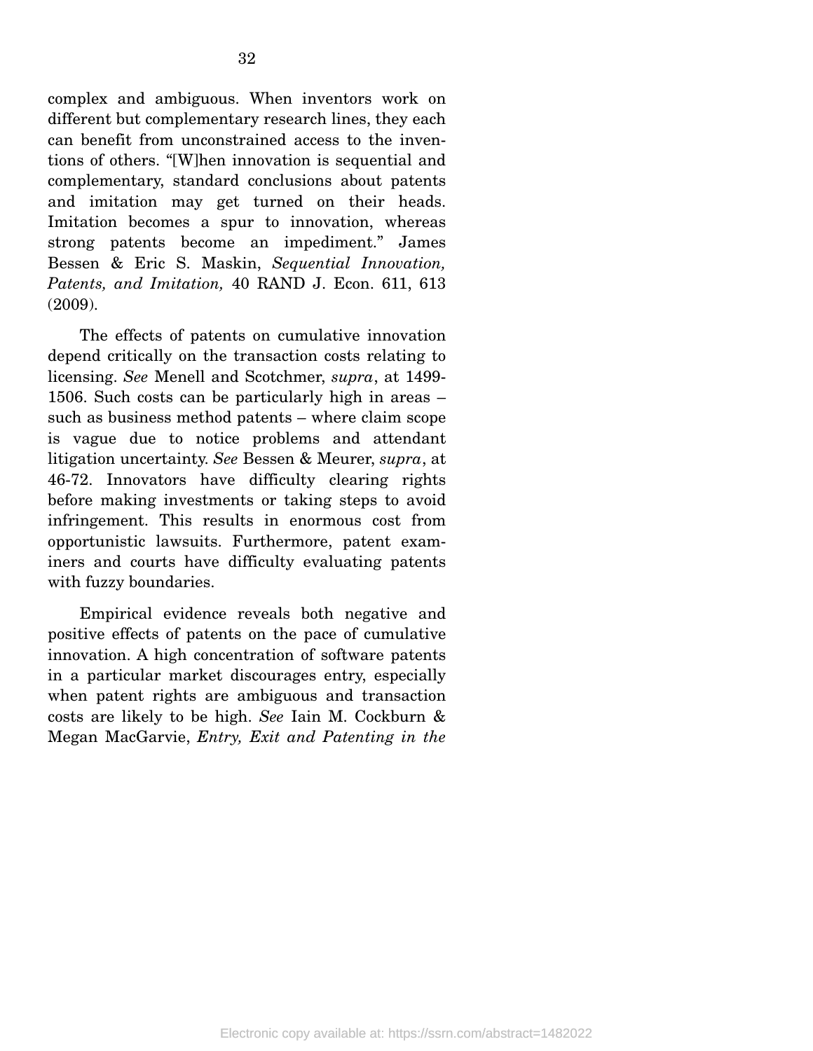complex and ambiguous. When inventors work on different but complementary research lines, they each can benefit from unconstrained access to the inventions of others. "[W]hen innovation is sequential and complementary, standard conclusions about patents and imitation may get turned on their heads. Imitation becomes a spur to innovation, whereas strong patents become an impediment." James Bessen & Eric S. Maskin, *Sequential Innovation, Patents, and Imitation,* 40 RAND J. Econ. 611, 613 (2009).

The effects of patents on cumulative innovation depend critically on the transaction costs relating to licensing. *See* Menell and Scotchmer, *supra*, at 1499-1506. Such costs can be particularly high in areas – such as business method patents – where claim scope is vague due to notice problems and attendant litigation uncertainty. *See* Bessen & Meurer, *supra*, at 46-72. Innovators have difficulty clearing rights before making investments or taking steps to avoid infringement. This results in enormous cost from opportunistic lawsuits. Furthermore, patent examiners and courts have difficulty evaluating patents with fuzzy boundaries.

Empirical evidence reveals both negative and positive effects of patents on the pace of cumulative innovation. A high concentration of software patents in a particular market discourages entry, especially when patent rights are ambiguous and transaction costs are likely to be high. *See* Iain M. Cockburn & Megan MacGarvie, *Entry, Exit and Patenting in the*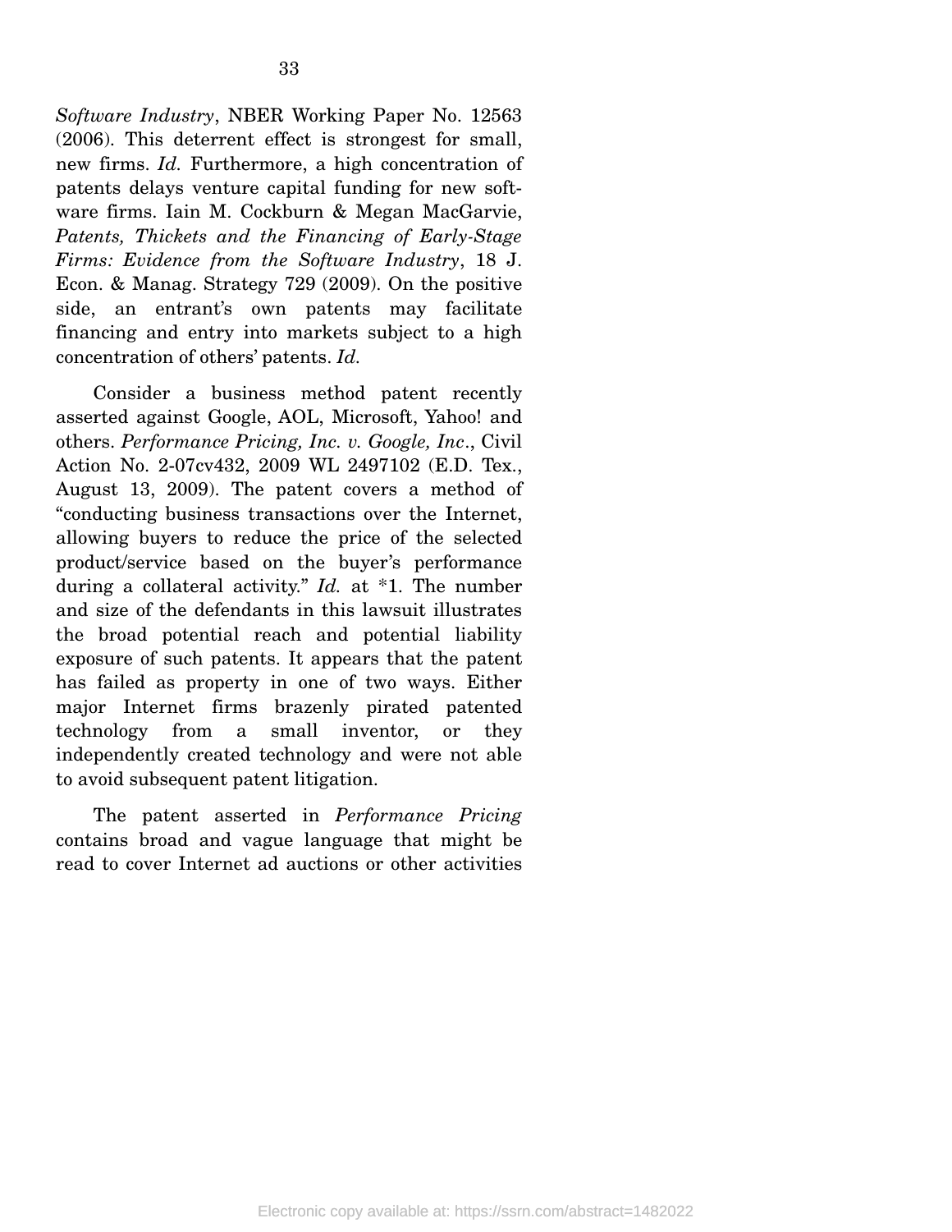*Software Industry*, NBER Working Paper No. 12563 (2006). This deterrent effect is strongest for small, new firms. *Id.* Furthermore, a high concentration of patents delays venture capital funding for new software firms. Iain M. Cockburn & Megan MacGarvie, *Patents, Thickets and the Financing of Early-Stage Firms: Evidence from the Software Industry*, 18 J. Econ. & Manag. Strategy 729 (2009). On the positive side, an entrant's own patents may facilitate financing and entry into markets subject to a high concentration of others' patents. *Id.*

Consider a business method patent recently asserted against Google, AOL, Microsoft, Yahoo! and others. *Performance Pricing, Inc. v. Google, Inc*., Civil Action No. 2-07cv432, 2009 WL 2497102 (E.D. Tex., August 13, 2009). The patent covers a method of "conducting business transactions over the Internet, allowing buyers to reduce the price of the selected product/service based on the buyer's performance during a collateral activity." *Id.* at *1. The number and size of the defendants in this lawsuit illustrates the broad potential reach and potential liability exposure of such patents. It appears that the patent has failed as property in one of two ways. Either major Internet firms brazenly pirated patented technology from a small inventor, or they independently created technology and were not able to avoid subsequent patent litigation.

The patent asserted in *Performance Pricing* contains broad and vague language that might be read to cover Internet ad auctions or other activities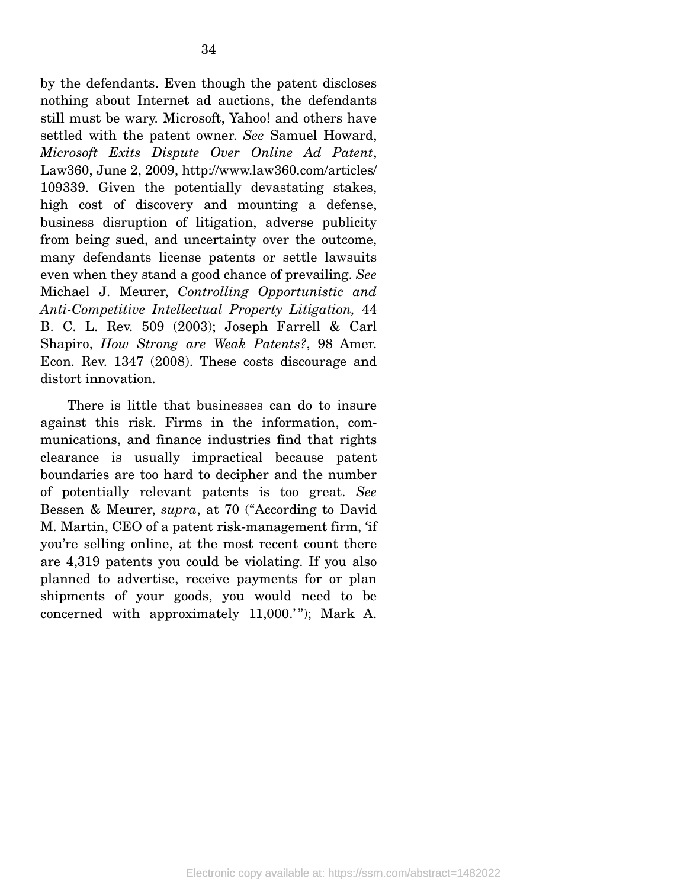by the defendants. Even though the patent discloses nothing about Internet ad auctions, the defendants still must be wary. Microsoft, Yahoo! and others have settled with the patent owner. *See* Samuel Howard, *Microsoft Exits Dispute Over Online Ad Patent*, Law360, June 2, 2009, http://www.law360.com/articles/109339. Given the potentially devastating stakes, high cost of discovery and mounting a defense, business disruption of litigation, adverse publicity from being sued, and uncertainty over the outcome, many defendants license patents or settle lawsuits even when they stand a good chance of prevailing. *See* Michael J. Meurer, *Controlling Opportunistic and Anti-Competitive Intellectual Property Litigation,* 44 B. C. L. Rev. 509 (2003); Joseph Farrell & Carl Shapiro, *How Strong are Weak Patents?*, 98 Amer. Econ. Rev. 1347 (2008). These costs discourage and distort innovation.

There is little that businesses can do to insure against this risk. Firms in the information, communications, and finance industries find that rights clearance is usually impractical because patent boundaries are too hard to decipher and the number of potentially relevant patents is too great. *See* Bessen & Meurer, *supra*, at 70 ("According to David M. Martin, CEO of a patent risk-management firm, 'if you're selling online, at the most recent count there are 4,319 patents you could be violating. If you also planned to advertise, receive payments for or plan shipments of your goods, you would need to be concerned with approximately 11,000.'"); Mark A.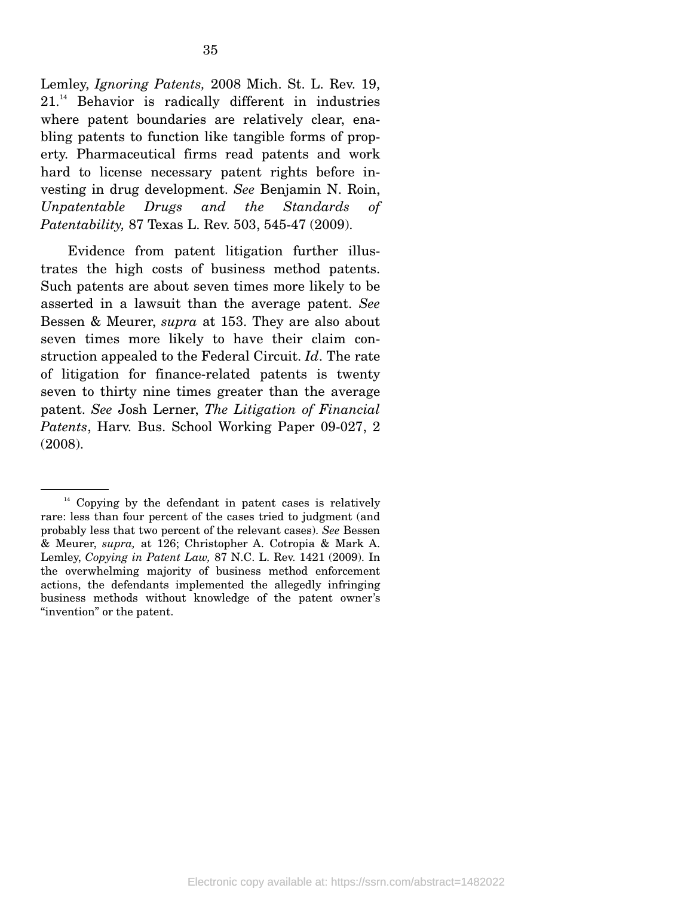Lemley, *Ignoring Patents,* 2008 Mich. St. L. Rev. 19, 21.[14] Behavior is radically different in industries where patent boundaries are relatively clear, enabling patents to function like tangible forms of property. Pharmaceutical firms read patents and work hard to license necessary patent rights before investing in drug development. *See* Benjamin N. Roin, *Unpatentable Drugs and the Standards of Patentability,* 87 Texas L. Rev. 503, 545-47 (2009).

Evidence from patent litigation further illustrates the high costs of business method patents. Such patents are about seven times more likely to be asserted in a lawsuit than the average patent. *See* Bessen & Meurer, *supra* at 153. They are also about seven times more likely to have their claim construction appealed to the Federal Circuit. *Id*. The rate of litigation for finance-related patents is twenty seven to thirty nine times greater than the average patent. *See* Josh Lerner, *The Litigation of Financial Patents*, Harv. Bus. School Working Paper 09-027, 2 (2008).

---

[14] Copying by the defendant in patent cases is relatively rare: less than four percent of the cases tried to judgment (and probably less that two percent of the relevant cases). *See* Bessen & Meurer, *supra,* at 126; Christopher A. Cotropia & Mark A. Lemley, *Copying in Patent Law,* 87 N.C. L. Rev. 1421 (2009). In the overwhelming majority of business method enforcement actions, the defendants implemented the allegedly infringing business methods without knowledge of the patent owner's "invention" or the patent.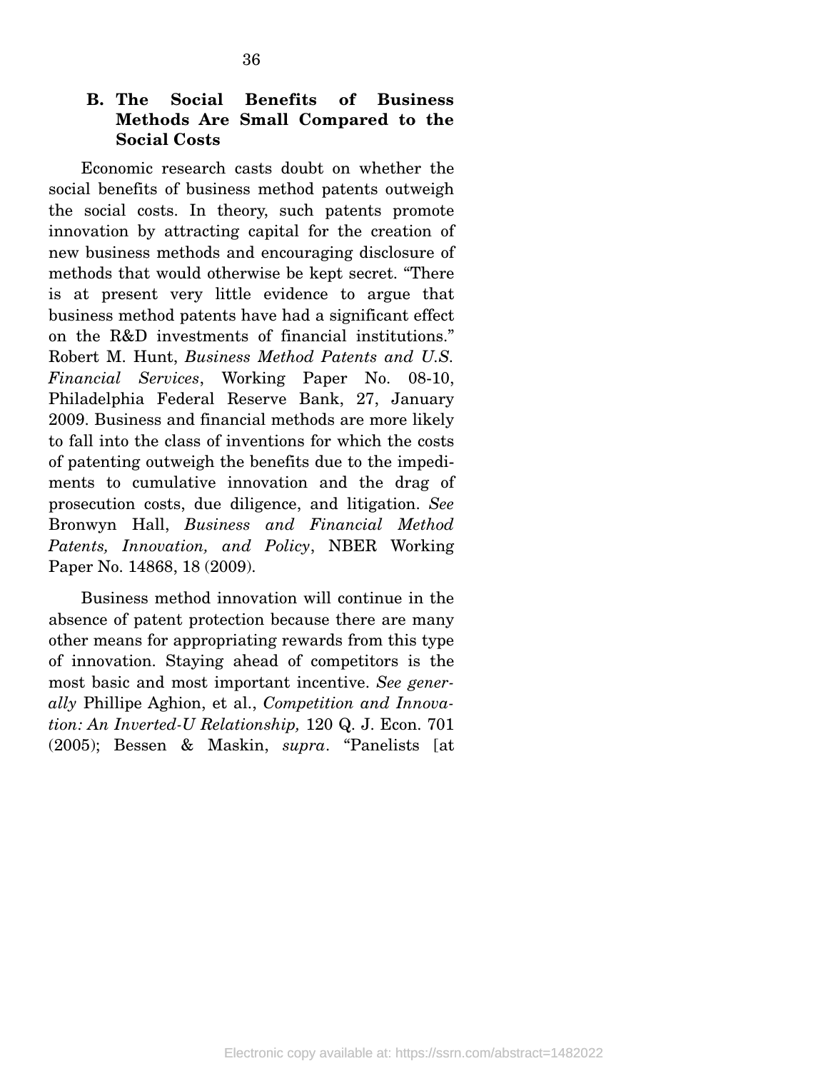### B. The Social Benefits of Business Methods Are Small Compared to the Social Costs

Economic research casts doubt on whether the social benefits of business method patents outweigh the social costs. In theory, such patents promote innovation by attracting capital for the creation of new business methods and encouraging disclosure of methods that would otherwise be kept secret. "There is at present very little evidence to argue that business method patents have had a significant effect on the R&D investments of financial institutions." Robert M. Hunt, *Business Method Patents and U.S. Financial Services*, Working Paper No. 08-10, Philadelphia Federal Reserve Bank, 27, January 2009. Business and financial methods are more likely to fall into the class of inventions for which the costs of patenting outweigh the benefits due to the impediments to cumulative innovation and the drag of prosecution costs, due diligence, and litigation. *See* Bronwyn Hall, *Business and Financial Method Patents, Innovation, and Policy*, NBER Working Paper No. 14868, 18 (2009).

Business method innovation will continue in the absence of patent protection because there are many other means for appropriating rewards from this type of innovation. Staying ahead of competitors is the most basic and most important incentive. *See generally* Phillipe Aghion, et al., *Competition and Innovation: An Inverted-U Relationship,* 120 Q. J. Econ. 701 (2005); Bessen & Maskin, *supra*. "Panelists [at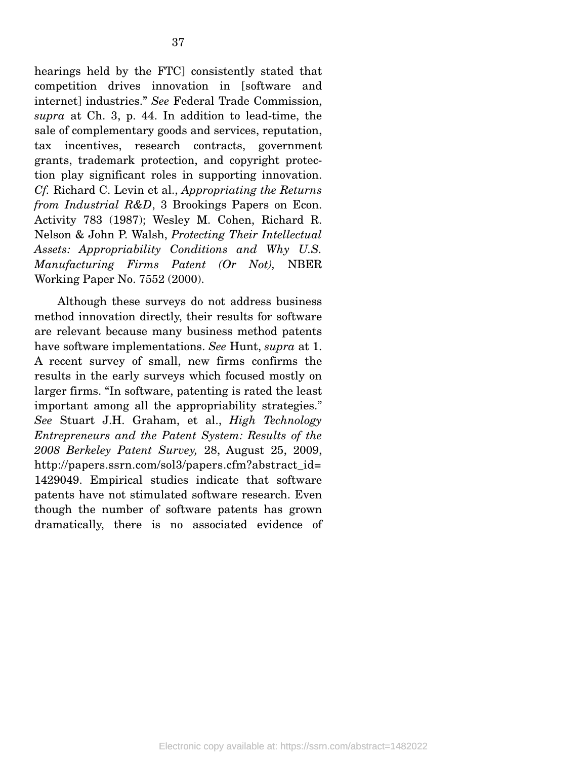hearings held by the FTC] consistently stated that competition drives innovation in [software and internet] industries." *See* Federal Trade Commission, *supra* at Ch. 3, p. 44. In addition to lead-time, the sale of complementary goods and services, reputation, tax incentives, research contracts, government grants, trademark protection, and copyright protection play significant roles in supporting innovation. *Cf.* Richard C. Levin et al., *Appropriating the Returns from Industrial R&D*, 3 Brookings Papers on Econ. Activity 783 (1987); Wesley M. Cohen, Richard R. Nelson & John P. Walsh, *Protecting Their Intellectual Assets: Appropriability Conditions and Why U.S. Manufacturing Firms Patent (Or Not),* NBER Working Paper No. 7552 (2000).

Although these surveys do not address business method innovation directly, their results for software are relevant because many business method patents have software implementations. *See* Hunt, *supra* at 1. A recent survey of small, new firms confirms the results in the early surveys which focused mostly on larger firms. "In software, patenting is rated the least important among all the appropriability strategies." *See* Stuart J.H. Graham, et al., *High Technology Entrepreneurs and the Patent System: Results of the 2008 Berkeley Patent Survey,* 28, August 25, 2009, http://papers.ssrn.com/sol3/papers.cfm?abstract_id=1429049. Empirical studies indicate that software patents have not stimulated software research. Even though the number of software patents has grown dramatically, there is no associated evidence of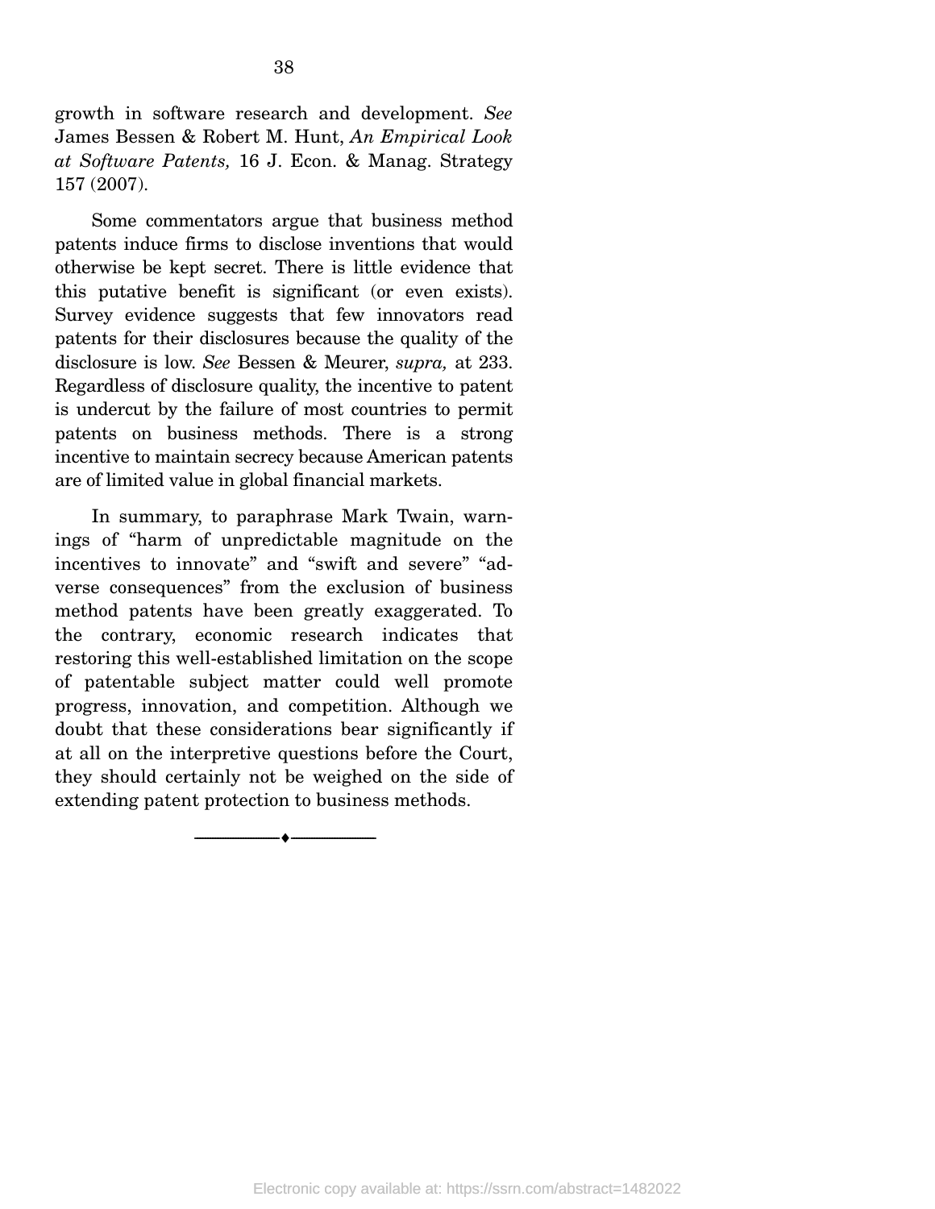growth in software research and development. *See* James Bessen & Robert M. Hunt, *An Empirical Look at Software Patents,* 16 J. Econ. & Manag. Strategy 157 (2007).

Some commentators argue that business method patents induce firms to disclose inventions that would otherwise be kept secret. There is little evidence that this putative benefit is significant (or even exists). Survey evidence suggests that few innovators read patents for their disclosures because the quality of the disclosure is low. *See* Bessen & Meurer, *supra,* at 233. Regardless of disclosure quality, the incentive to patent is undercut by the failure of most countries to permit patents on business methods. There is a strong incentive to maintain secrecy because American patents are of limited value in global financial markets.

In summary, to paraphrase Mark Twain, warnings of "harm of unpredictable magnitude on the incentives to innovate" and "swift and severe" "adverse consequences" from the exclusion of business method patents have been greatly exaggerated. To the contrary, economic research indicates that restoring this well-established limitation on the scope of patentable subject matter could well promote progress, innovation, and competition. Although we doubt that these considerations bear significantly if at all on the interpretive questions before the Court, they should certainly not be weighed on the side of extending patent protection to business methods.

---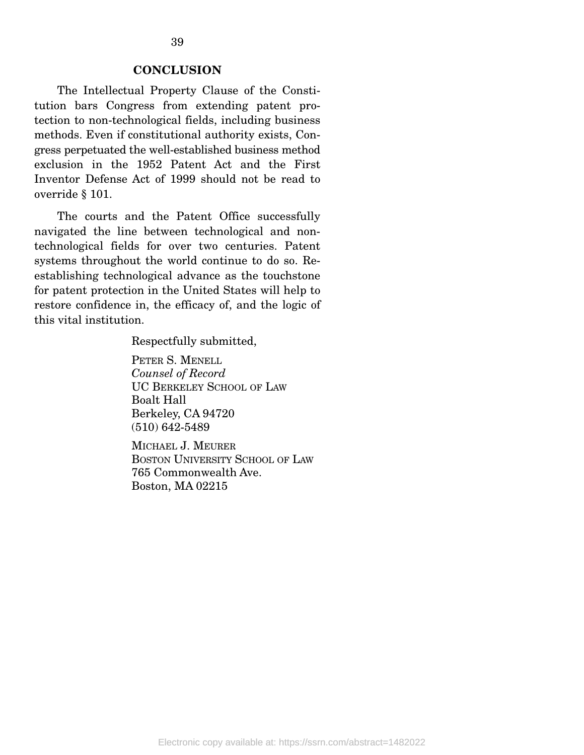## CONCLUSION

The Intellectual Property Clause of the Constitution bars Congress from extending patent protection to non-technological fields, including business methods. Even if constitutional authority exists, Congress perpetuated the well-established business method exclusion in the 1952 Patent Act and the First Inventor Defense Act of 1999 should not be read to override § 101.

The courts and the Patent Office successfully navigated the line between technological and non-technological fields for over two centuries. Patent systems throughout the world continue to do so. Reestablishing technological advance as the touchstone for patent protection in the United States will help to restore confidence in, the efficacy of, and the logic of this vital institution.

Respectfully submitted,

PETER S. MENELL
*Counsel of Record*
UC BERKELEY SCHOOL OF LAW
Boalt Hall
Berkeley, CA 94720
(510) 642-5489

MICHAEL J. MEURER
BOSTON UNIVERSITY SCHOOL OF LAW
765 Commonwealth Ave.
Boston, MA 02215

Electronic copy available at: https://ssrn.com/abstract=1482022